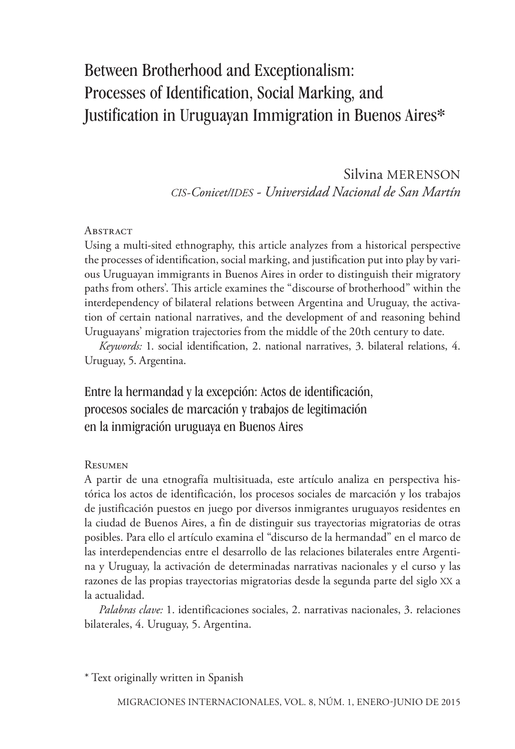# Between Brotherhood and Exceptionalism: Processes of Identification, Social Marking, and Justification in Uruguayan Immigration in Buenos Aires*

Silvina MERENSON
*CIS-Conicet/IDES - Universidad Nacional de San Martín*

### Abstract

Using a multi-sited ethnography, this article analyzes from a historical perspective the processes of identification, social marking, and justification put into play by various Uruguayan immigrants in Buenos Aires in order to distinguish their migratory paths from others'. This article examines the "discourse of brotherhood" within the interdependency of bilateral relations between Argentina and Uruguay, the activation of certain national narratives, and the development of and reasoning behind Uruguayans' migration trajectories from the middle of the 20th century to date.

*Keywords:* 1. social identification, 2. national narratives, 3. bilateral relations, 4. Uruguay, 5. Argentina.

## Entre la hermandad y la excepción: Actos de identificación, procesos sociales de marcación y trabajos de legitimación en la inmigración uruguaya en Buenos Aires

### Resumen

A partir de una etnografía multisituada, este artículo analiza en perspectiva histórica los actos de identificación, los procesos sociales de marcación y los trabajos de justificación puestos en juego por diversos inmigrantes uruguayos residentes en la ciudad de Buenos Aires, a fin de distinguir sus trayectorias migratorias de otras posibles. Para ello el artículo examina el "discurso de la hermandad" en el marco de las interdependencias entre el desarrollo de las relaciones bilaterales entre Argentina y Uruguay, la activación de determinadas narrativas nacionales y el curso y las razones de las propias trayectorias migratorias desde la segunda parte del siglo XX a la actualidad.

*Palabras clave:* 1. identificaciones sociales, 2. narrativas nacionales, 3. relaciones bilaterales, 4. Uruguay, 5. Argentina.

\* Text originally written in Spanish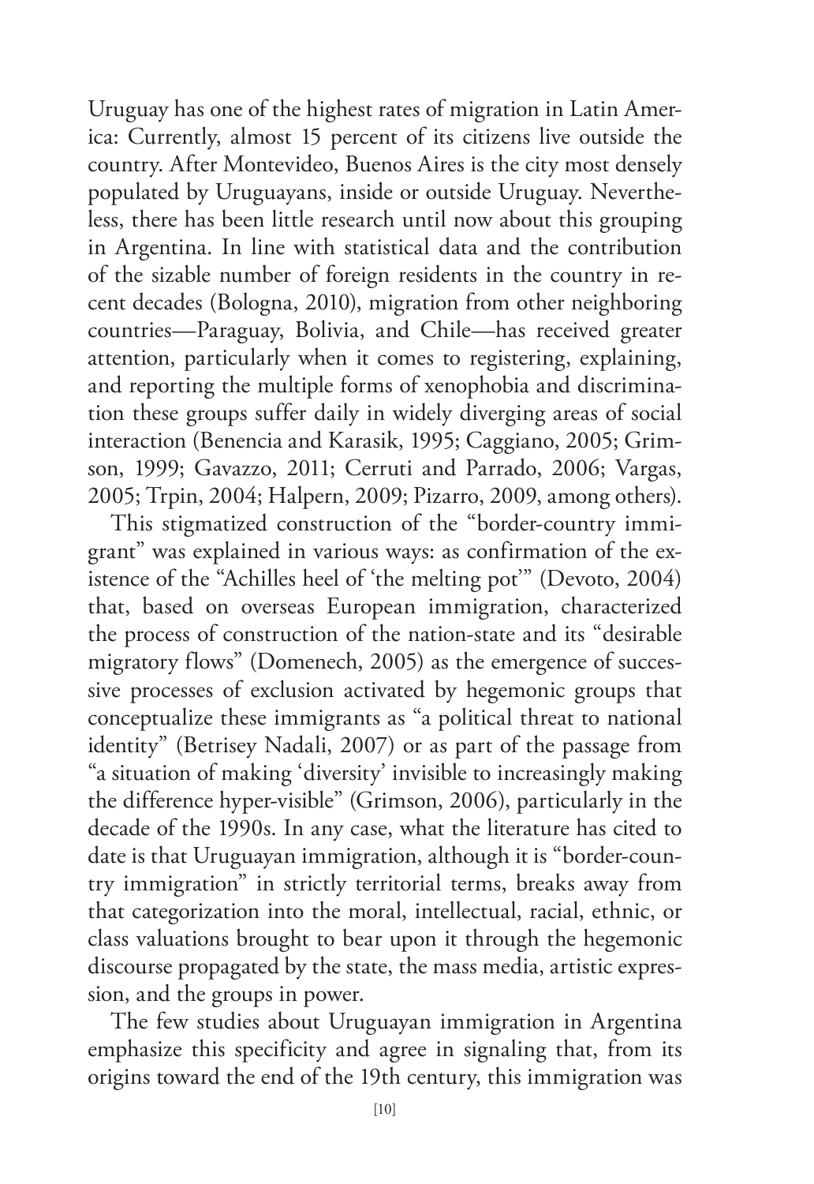Uruguay has one of the highest rates of migration in Latin America: Currently, almost 15 percent of its citizens live outside the country. After Montevideo, Buenos Aires is the city most densely populated by Uruguayans, inside or outside Uruguay. Nevertheless, there has been little research until now about this grouping in Argentina. In line with statistical data and the contribution of the sizable number of foreign residents in the country in recent decades (Bologna, 2010), migration from other neighboring countries—Paraguay, Bolivia, and Chile—has received greater attention, particularly when it comes to registering, explaining, and reporting the multiple forms of xenophobia and discrimination these groups suffer daily in widely diverging areas of social interaction (Benencia and Karasik, 1995; Caggiano, 2005; Grimson, 1999; Gavazzo, 2011; Cerruti and Parrado, 2006; Vargas, 2005; Trpin, 2004; Halpern, 2009; Pizarro, 2009, among others).

This stigmatized construction of the "border-country immigrant" was explained in various ways: as confirmation of the existence of the "Achilles heel of 'the melting pot'" (Devoto, 2004) that, based on overseas European immigration, characterized the process of construction of the nation-state and its "desirable migratory flows" (Domenech, 2005) as the emergence of successive processes of exclusion activated by hegemonic groups that conceptualize these immigrants as "a political threat to national identity" (Betrisey Nadali, 2007) or as part of the passage from "a situation of making 'diversity' invisible to increasingly making the difference hyper-visible" (Grimson, 2006), particularly in the decade of the 1990s. In any case, what the literature has cited to date is that Uruguayan immigration, although it is "border-country immigration" in strictly territorial terms, breaks away from that categorization into the moral, intellectual, racial, ethnic, or class valuations brought to bear upon it through the hegemonic discourse propagated by the state, the mass media, artistic expression, and the groups in power.

The few studies about Uruguayan immigration in Argentina emphasize this specificity and agree in signaling that, from its origins toward the end of the 19th century, this immigration was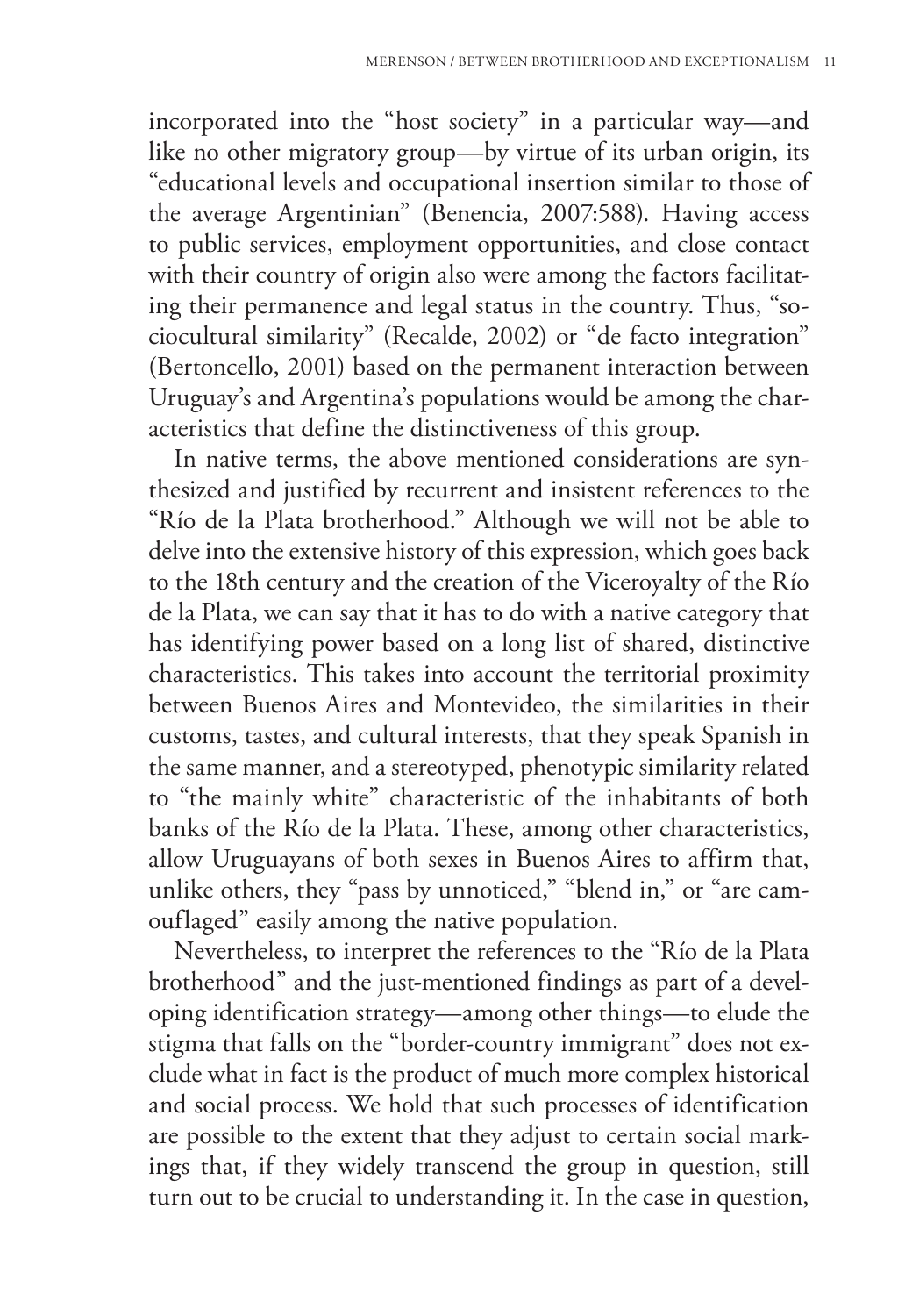incorporated into the "host society" in a particular way—and like no other migratory group—by virtue of its urban origin, its "educational levels and occupational insertion similar to those of the average Argentinian" (Benencia, 2007:588). Having access to public services, employment opportunities, and close contact with their country of origin also were among the factors facilitating their permanence and legal status in the country. Thus, "sociocultural similarity" (Recalde, 2002) or "de facto integration" (Bertoncello, 2001) based on the permanent interaction between Uruguay's and Argentina's populations would be among the characteristics that define the distinctiveness of this group.

In native terms, the above mentioned considerations are synthesized and justified by recurrent and insistent references to the "Río de la Plata brotherhood." Although we will not be able to delve into the extensive history of this expression, which goes back to the 18th century and the creation of the Viceroyalty of the Río de la Plata, we can say that it has to do with a native category that has identifying power based on a long list of shared, distinctive characteristics. This takes into account the territorial proximity between Buenos Aires and Montevideo, the similarities in their customs, tastes, and cultural interests, that they speak Spanish in the same manner, and a stereotyped, phenotypic similarity related to "the mainly white" characteristic of the inhabitants of both banks of the Río de la Plata. These, among other characteristics, allow Uruguayans of both sexes in Buenos Aires to affirm that, unlike others, they "pass by unnoticed," "blend in," or "are camouflaged" easily among the native population.

Nevertheless, to interpret the references to the "Río de la Plata brotherhood" and the just-mentioned findings as part of a developing identification strategy—among other things—to elude the stigma that falls on the "border-country immigrant" does not exclude what in fact is the product of much more complex historical and social process. We hold that such processes of identification are possible to the extent that they adjust to certain social markings that, if they widely transcend the group in question, still turn out to be crucial to understanding it. In the case in question,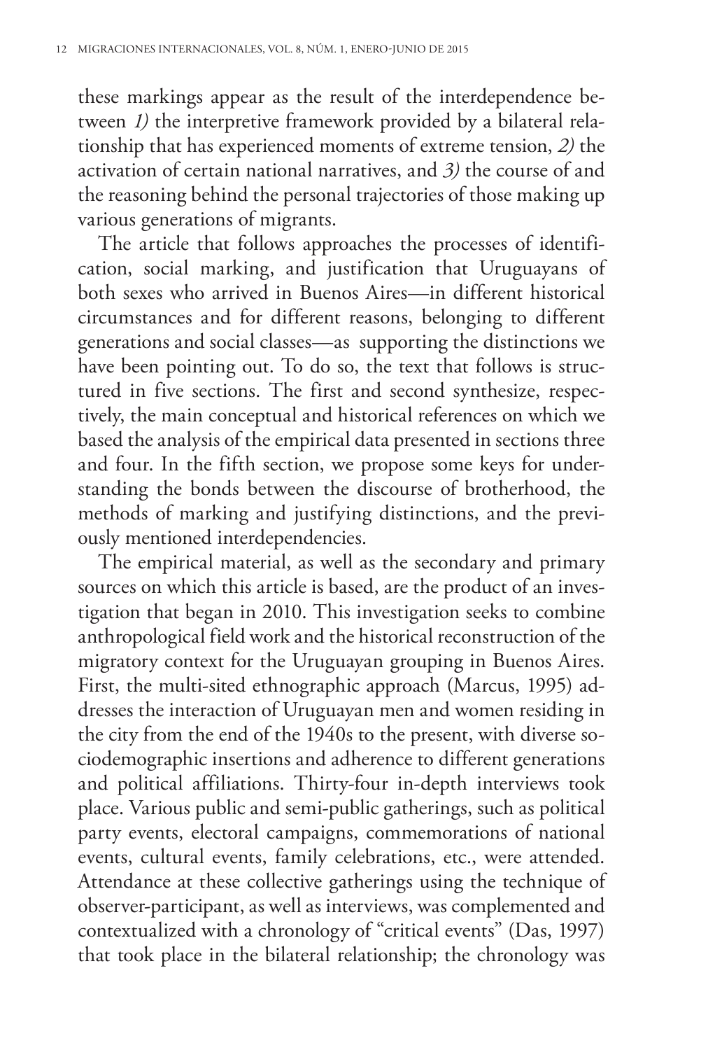these markings appear as the result of the interdependence between *1)* the interpretive framework provided by a bilateral relationship that has experienced moments of extreme tension, *2)* the activation of certain national narratives, and *3)* the course of and the reasoning behind the personal trajectories of those making up various generations of migrants.

The article that follows approaches the processes of identification, social marking, and justification that Uruguayans of both sexes who arrived in Buenos Aires—in different historical circumstances and for different reasons, belonging to different generations and social classes—as supporting the distinctions we have been pointing out. To do so, the text that follows is structured in five sections. The first and second synthesize, respectively, the main conceptual and historical references on which we based the analysis of the empirical data presented in sections three and four. In the fifth section, we propose some keys for understanding the bonds between the discourse of brotherhood, the methods of marking and justifying distinctions, and the previously mentioned interdependencies.

The empirical material, as well as the secondary and primary sources on which this article is based, are the product of an investigation that began in 2010. This investigation seeks to combine anthropological field work and the historical reconstruction of the migratory context for the Uruguayan grouping in Buenos Aires. First, the multi-sited ethnographic approach (Marcus, 1995) addresses the interaction of Uruguayan men and women residing in the city from the end of the 1940s to the present, with diverse sociodemographic insertions and adherence to different generations and political affiliations. Thirty-four in-depth interviews took place. Various public and semi-public gatherings, such as political party events, electoral campaigns, commemorations of national events, cultural events, family celebrations, etc., were attended. Attendance at these collective gatherings using the technique of observer-participant, as well as interviews, was complemented and contextualized with a chronology of "critical events" (Das, 1997) that took place in the bilateral relationship; the chronology was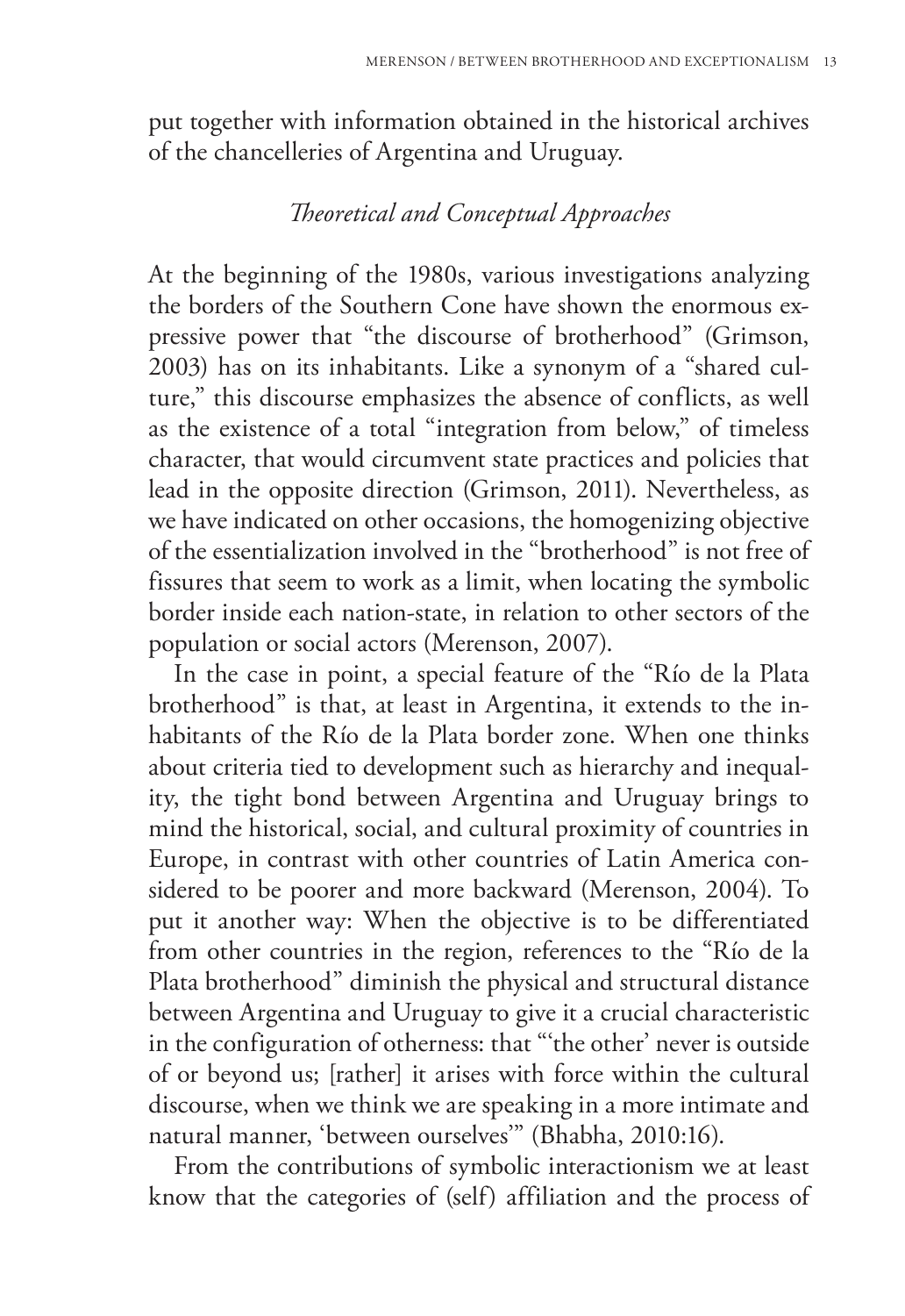put together with information obtained in the historical archives of the chancelleries of Argentina and Uruguay.

### *Theoretical and Conceptual Approaches*

At the beginning of the 1980s, various investigations analyzing the borders of the Southern Cone have shown the enormous expressive power that "the discourse of brotherhood" (Grimson, 2003) has on its inhabitants. Like a synonym of a "shared culture," this discourse emphasizes the absence of conflicts, as well as the existence of a total "integration from below," of timeless character, that would circumvent state practices and policies that lead in the opposite direction (Grimson, 2011). Nevertheless, as we have indicated on other occasions, the homogenizing objective of the essentialization involved in the "brotherhood" is not free of fissures that seem to work as a limit, when locating the symbolic border inside each nation-state, in relation to other sectors of the population or social actors (Merenson, 2007).

In the case in point, a special feature of the "Río de la Plata brotherhood" is that, at least in Argentina, it extends to the inhabitants of the Río de la Plata border zone. When one thinks about criteria tied to development such as hierarchy and inequality, the tight bond between Argentina and Uruguay brings to mind the historical, social, and cultural proximity of countries in Europe, in contrast with other countries of Latin America considered to be poorer and more backward (Merenson, 2004). To put it another way: When the objective is to be differentiated from other countries in the region, references to the "Río de la Plata brotherhood" diminish the physical and structural distance between Argentina and Uruguay to give it a crucial characteristic in the configuration of otherness: that "'the other' never is outside of or beyond us; [rather] it arises with force within the cultural discourse, when we think we are speaking in a more intimate and natural manner, 'between ourselves'" (Bhabha, 2010:16).

From the contributions of symbolic interactionism we at least know that the categories of (self) affiliation and the process of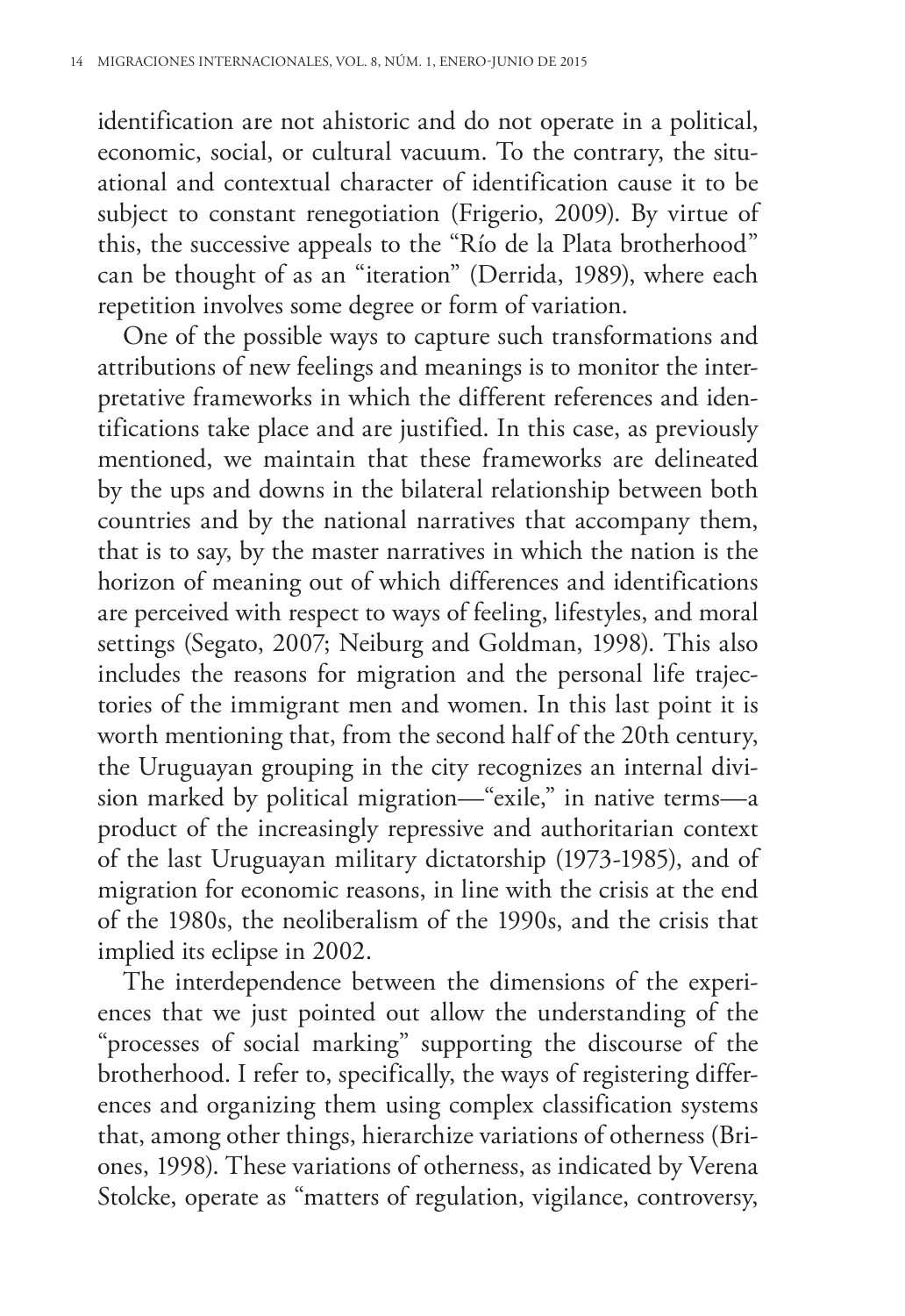identification are not ahistoric and do not operate in a political, economic, social, or cultural vacuum. To the contrary, the situational and contextual character of identification cause it to be subject to constant renegotiation (Frigerio, 2009). By virtue of this, the successive appeals to the "Río de la Plata brotherhood" can be thought of as an "iteration" (Derrida, 1989), where each repetition involves some degree or form of variation.

One of the possible ways to capture such transformations and attributions of new feelings and meanings is to monitor the interpretative frameworks in which the different references and identifications take place and are justified. In this case, as previously mentioned, we maintain that these frameworks are delineated by the ups and downs in the bilateral relationship between both countries and by the national narratives that accompany them, that is to say, by the master narratives in which the nation is the horizon of meaning out of which differences and identifications are perceived with respect to ways of feeling, lifestyles, and moral settings (Segato, 2007; Neiburg and Goldman, 1998). This also includes the reasons for migration and the personal life trajectories of the immigrant men and women. In this last point it is worth mentioning that, from the second half of the 20th century, the Uruguayan grouping in the city recognizes an internal division marked by political migration—"exile," in native terms—a product of the increasingly repressive and authoritarian context of the last Uruguayan military dictatorship (1973-1985), and of migration for economic reasons, in line with the crisis at the end of the 1980s, the neoliberalism of the 1990s, and the crisis that implied its eclipse in 2002.

The interdependence between the dimensions of the experiences that we just pointed out allow the understanding of the "processes of social marking" supporting the discourse of the brotherhood. I refer to, specifically, the ways of registering differences and organizing them using complex classification systems that, among other things, hierarchize variations of otherness (Briones, 1998). These variations of otherness, as indicated by Verena Stolcke, operate as "matters of regulation, vigilance, controversy,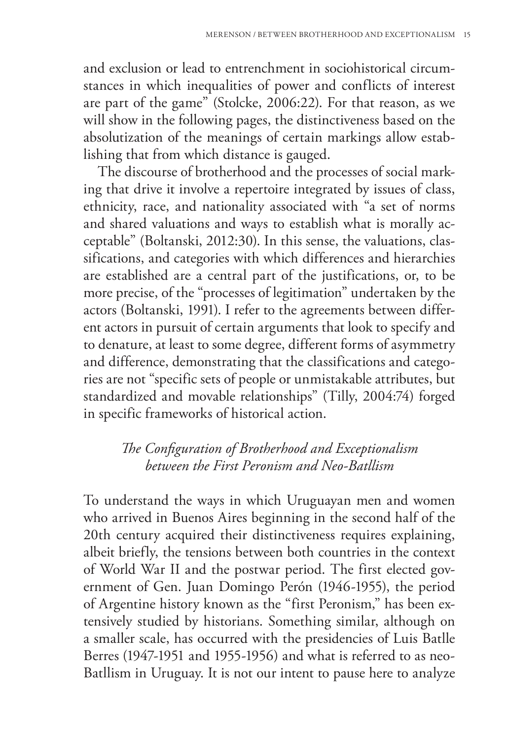and exclusion or lead to entrenchment in sociohistorical circumstances in which inequalities of power and conflicts of interest are part of the game" (Stolcke, 2006:22). For that reason, as we will show in the following pages, the distinctiveness based on the absolutization of the meanings of certain markings allow establishing that from which distance is gauged.

The discourse of brotherhood and the processes of social marking that drive it involve a repertoire integrated by issues of class, ethnicity, race, and nationality associated with "a set of norms and shared valuations and ways to establish what is morally acceptable" (Boltanski, 2012:30). In this sense, the valuations, classifications, and categories with which differences and hierarchies are established are a central part of the justifications, or, to be more precise, of the "processes of legitimation" undertaken by the actors (Boltanski, 1991). I refer to the agreements between different actors in pursuit of certain arguments that look to specify and to denature, at least to some degree, different forms of asymmetry and difference, demonstrating that the classifications and categories are not "specific sets of people or unmistakable attributes, but standardized and movable relationships" (Tilly, 2004:74) forged in specific frameworks of historical action.

## *The Configuration of Brotherhood and Exceptionalism between the First Peronism and Neo-Batllism*

To understand the ways in which Uruguayan men and women who arrived in Buenos Aires beginning in the second half of the 20th century acquired their distinctiveness requires explaining, albeit briefly, the tensions between both countries in the context of World War II and the postwar period. The first elected government of Gen. Juan Domingo Perón (1946-1955), the period of Argentine history known as the "first Peronism," has been extensively studied by historians. Something similar, although on a smaller scale, has occurred with the presidencies of Luis Batlle Berres (1947-1951 and 1955-1956) and what is referred to as neo-Batllism in Uruguay. It is not our intent to pause here to analyze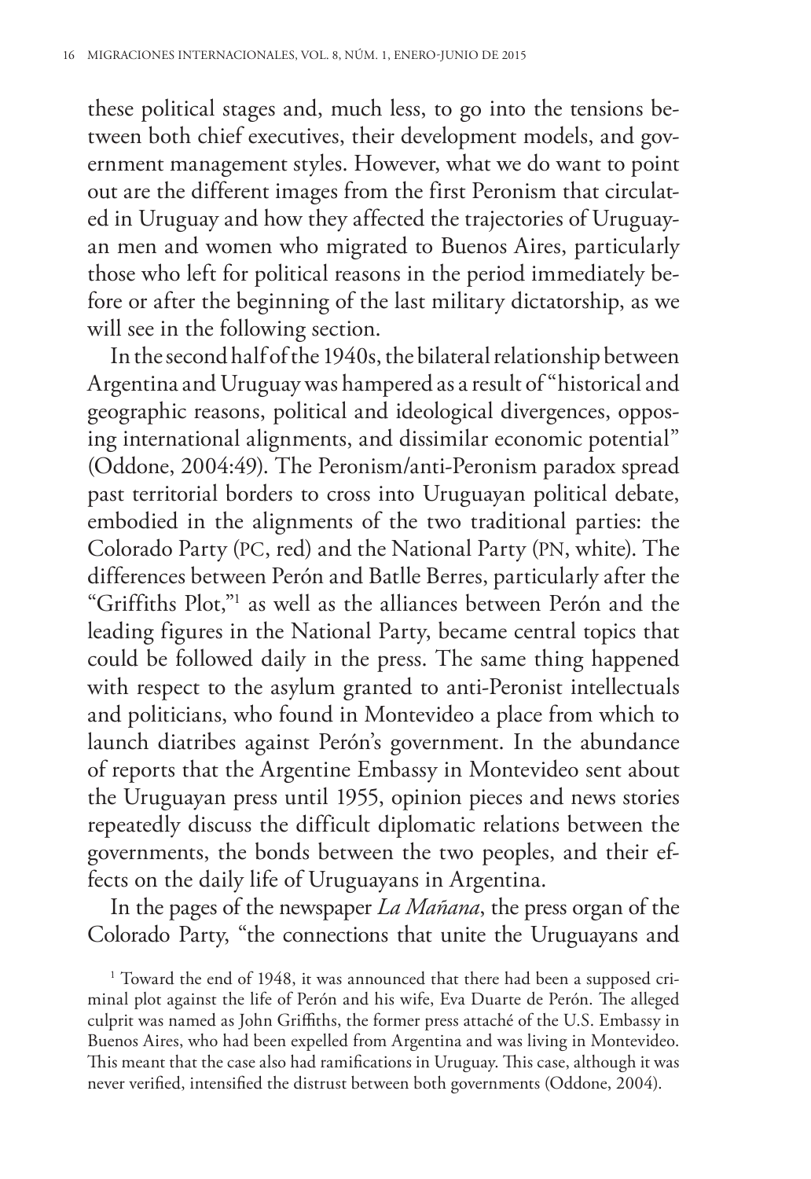these political stages and, much less, to go into the tensions between both chief executives, their development models, and government management styles. However, what we do want to point out are the different images from the first Peronism that circulated in Uruguay and how they affected the trajectories of Uruguayan men and women who migrated to Buenos Aires, particularly those who left for political reasons in the period immediately before or after the beginning of the last military dictatorship, as we will see in the following section.

In the second half of the 1940s, the bilateral relationship between Argentina and Uruguay was hampered as a result of "historical and geographic reasons, political and ideological divergences, opposing international alignments, and dissimilar economic potential" (Oddone, 2004:49). The Peronism/anti-Peronism paradox spread past territorial borders to cross into Uruguayan political debate, embodied in the alignments of the two traditional parties: the Colorado Party (PC, red) and the National Party (PN, white). The differences between Perón and Batlle Berres, particularly after the "Griffiths Plot,"[1] as well as the alliances between Perón and the leading figures in the National Party, became central topics that could be followed daily in the press. The same thing happened with respect to the asylum granted to anti-Peronist intellectuals and politicians, who found in Montevideo a place from which to launch diatribes against Perón's government. In the abundance of reports that the Argentine Embassy in Montevideo sent about the Uruguayan press until 1955, opinion pieces and news stories repeatedly discuss the difficult diplomatic relations between the governments, the bonds between the two peoples, and their effects on the daily life of Uruguayans in Argentina.

In the pages of the newspaper *La Mañana*, the press organ of the Colorado Party, "the connections that unite the Uruguayans and

[1] Toward the end of 1948, it was announced that there had been a supposed criminal plot against the life of Perón and his wife, Eva Duarte de Perón. The alleged culprit was named as John Griffiths, the former press attaché of the U.S. Embassy in Buenos Aires, who had been expelled from Argentina and was living in Montevideo. This meant that the case also had ramifications in Uruguay. This case, although it was never verified, intensified the distrust between both governments (Oddone, 2004).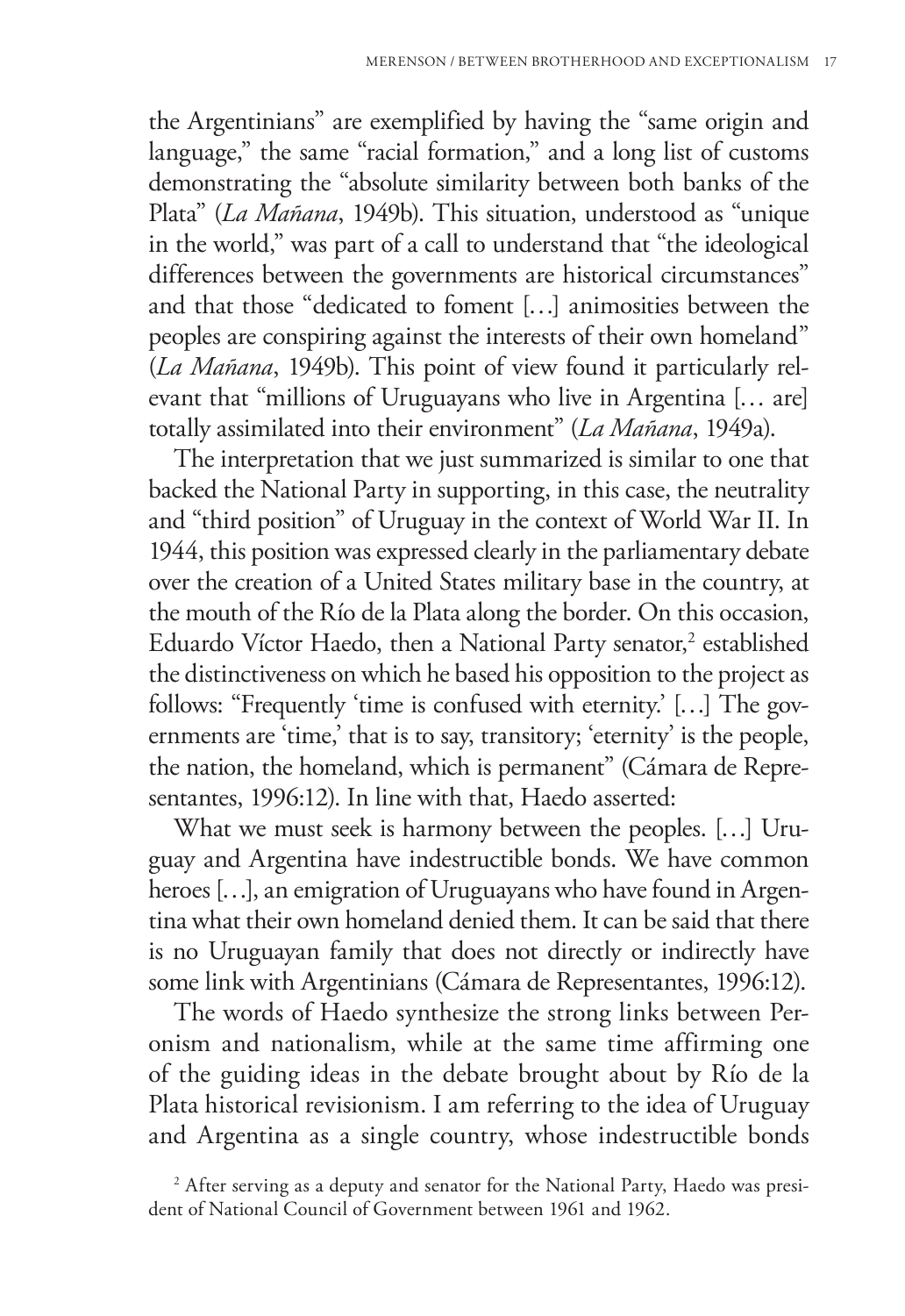the Argentinians" are exemplified by having the "same origin and language," the same "racial formation," and a long list of customs demonstrating the "absolute similarity between both banks of the Plata" (*La Mañana*, 1949b). This situation, understood as "unique in the world," was part of a call to understand that "the ideological differences between the governments are historical circumstances" and that those "dedicated to foment […] animosities between the peoples are conspiring against the interests of their own homeland" (*La Mañana*, 1949b). This point of view found it particularly relevant that "millions of Uruguayans who live in Argentina [… are] totally assimilated into their environment" (*La Mañana*, 1949a).

The interpretation that we just summarized is similar to one that backed the National Party in supporting, in this case, the neutrality and "third position" of Uruguay in the context of World War II. In 1944, this position was expressed clearly in the parliamentary debate over the creation of a United States military base in the country, at the mouth of the Río de la Plata along the border. On this occasion, Eduardo Víctor Haedo, then a National Party senator,[2] established the distinctiveness on which he based his opposition to the project as follows: "Frequently 'time is confused with eternity.' […] The governments are 'time,' that is to say, transitory; 'eternity' is the people, the nation, the homeland, which is permanent" (Cámara de Representantes, 1996:12). In line with that, Haedo asserted:

What we must seek is harmony between the peoples. […] Uruguay and Argentina have indestructible bonds. We have common heroes […], an emigration of Uruguayans who have found in Argentina what their own homeland denied them. It can be said that there is no Uruguayan family that does not directly or indirectly have some link with Argentinians (Cámara de Representantes, 1996:12).

The words of Haedo synthesize the strong links between Peronism and nationalism, while at the same time affirming one of the guiding ideas in the debate brought about by Río de la Plata historical revisionism. I am referring to the idea of Uruguay and Argentina as a single country, whose indestructible bonds

[2] After serving as a deputy and senator for the National Party, Haedo was president of National Council of Government between 1961 and 1962.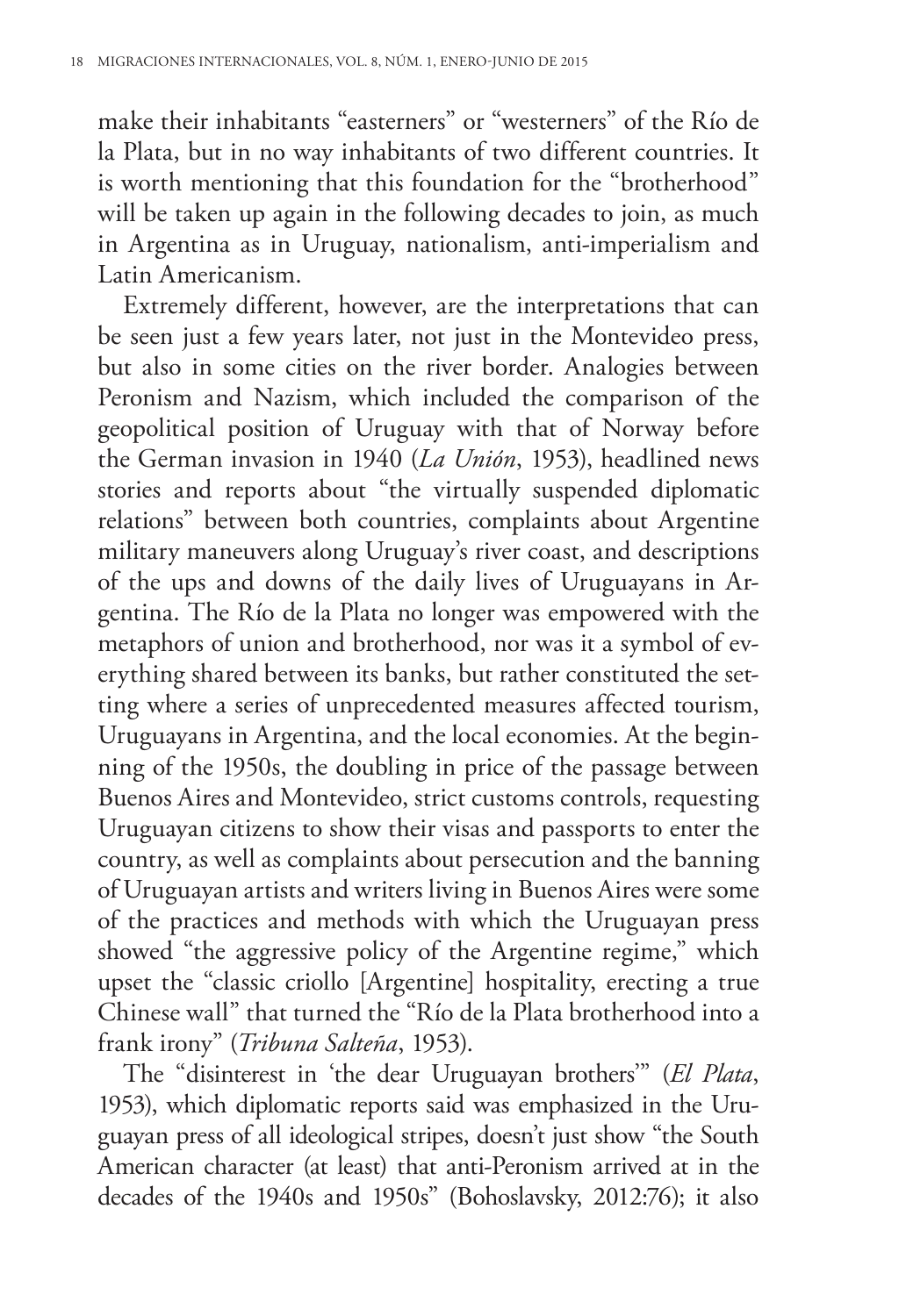make their inhabitants "easterners" or "westerners" of the Río de la Plata, but in no way inhabitants of two different countries. It is worth mentioning that this foundation for the "brotherhood" will be taken up again in the following decades to join, as much in Argentina as in Uruguay, nationalism, anti-imperialism and Latin Americanism.

Extremely different, however, are the interpretations that can be seen just a few years later, not just in the Montevideo press, but also in some cities on the river border. Analogies between Peronism and Nazism, which included the comparison of the geopolitical position of Uruguay with that of Norway before the German invasion in 1940 (*La Unión*, 1953), headlined news stories and reports about "the virtually suspended diplomatic relations" between both countries, complaints about Argentine military maneuvers along Uruguay's river coast, and descriptions of the ups and downs of the daily lives of Uruguayans in Argentina. The Río de la Plata no longer was empowered with the metaphors of union and brotherhood, nor was it a symbol of everything shared between its banks, but rather constituted the setting where a series of unprecedented measures affected tourism, Uruguayans in Argentina, and the local economies. At the beginning of the 1950s, the doubling in price of the passage between Buenos Aires and Montevideo, strict customs controls, requesting Uruguayan citizens to show their visas and passports to enter the country, as well as complaints about persecution and the banning of Uruguayan artists and writers living in Buenos Aires were some of the practices and methods with which the Uruguayan press showed "the aggressive policy of the Argentine regime," which upset the "classic criollo [Argentine] hospitality, erecting a true Chinese wall" that turned the "Río de la Plata brotherhood into a frank irony" (*Tribuna Salteña*, 1953).

The "disinterest in 'the dear Uruguayan brothers'" (*El Plata*, 1953), which diplomatic reports said was emphasized in the Uruguayan press of all ideological stripes, doesn't just show "the South American character (at least) that anti-Peronism arrived at in the decades of the 1940s and 1950s" (Bohoslavsky, 2012:76); it also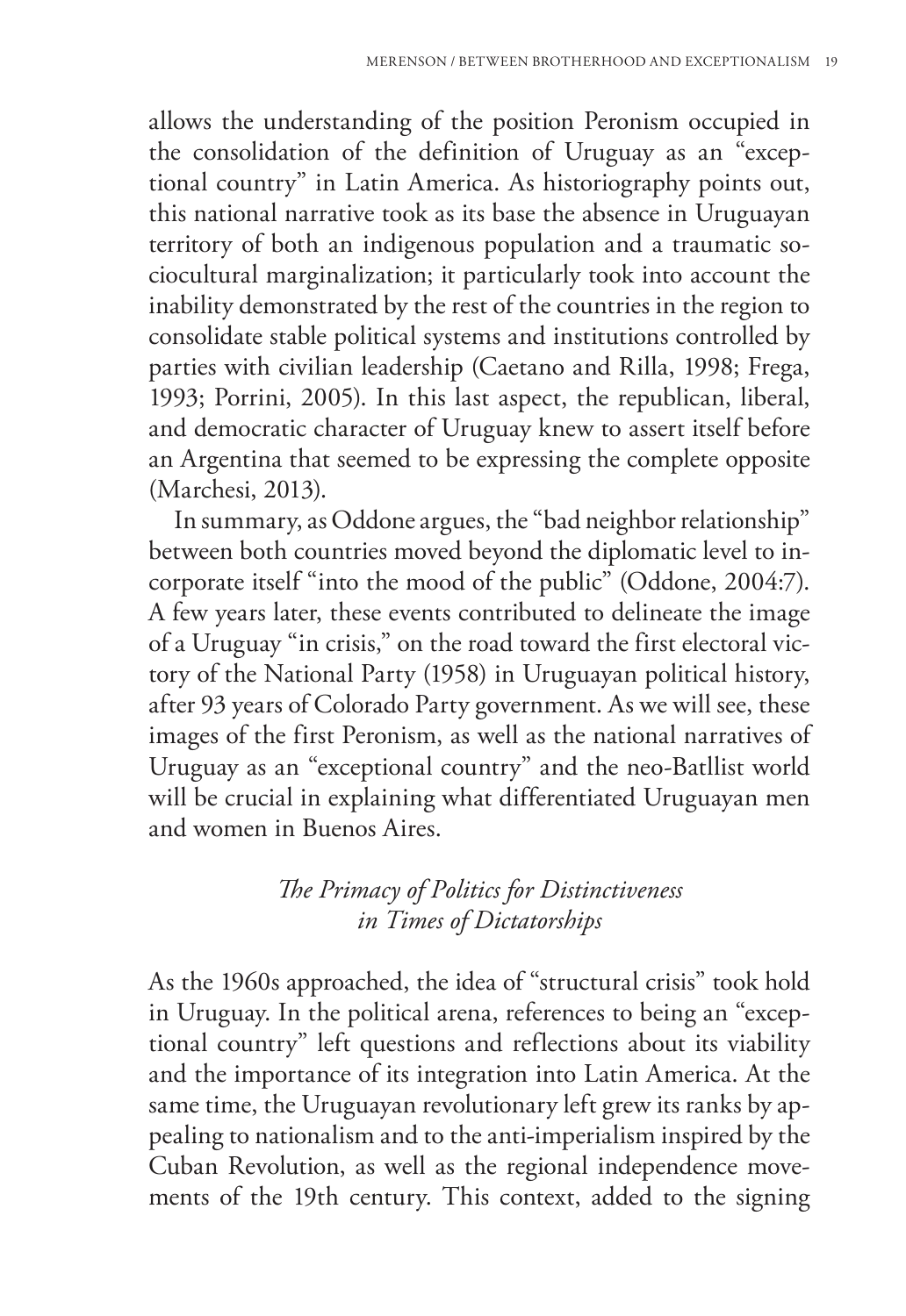allows the understanding of the position Peronism occupied in the consolidation of the definition of Uruguay as an "exceptional country" in Latin America. As historiography points out, this national narrative took as its base the absence in Uruguayan territory of both an indigenous population and a traumatic sociocultural marginalization; it particularly took into account the inability demonstrated by the rest of the countries in the region to consolidate stable political systems and institutions controlled by parties with civilian leadership (Caetano and Rilla, 1998; Frega, 1993; Porrini, 2005). In this last aspect, the republican, liberal, and democratic character of Uruguay knew to assert itself before an Argentina that seemed to be expressing the complete opposite (Marchesi, 2013).

In summary, as Oddone argues, the "bad neighbor relationship" between both countries moved beyond the diplomatic level to incorporate itself "into the mood of the public" (Oddone, 2004:7). A few years later, these events contributed to delineate the image of a Uruguay "in crisis," on the road toward the first electoral victory of the National Party (1958) in Uruguayan political history, after 93 years of Colorado Party government. As we will see, these images of the first Peronism, as well as the national narratives of Uruguay as an "exceptional country" and the neo-Batllist world will be crucial in explaining what differentiated Uruguayan men and women in Buenos Aires.

## *The Primacy of Politics for Distinctiveness in Times of Dictatorships*

As the 1960s approached, the idea of "structural crisis" took hold in Uruguay. In the political arena, references to being an "exceptional country" left questions and reflections about its viability and the importance of its integration into Latin America. At the same time, the Uruguayan revolutionary left grew its ranks by appealing to nationalism and to the anti-imperialism inspired by the Cuban Revolution, as well as the regional independence movements of the 19th century. This context, added to the signing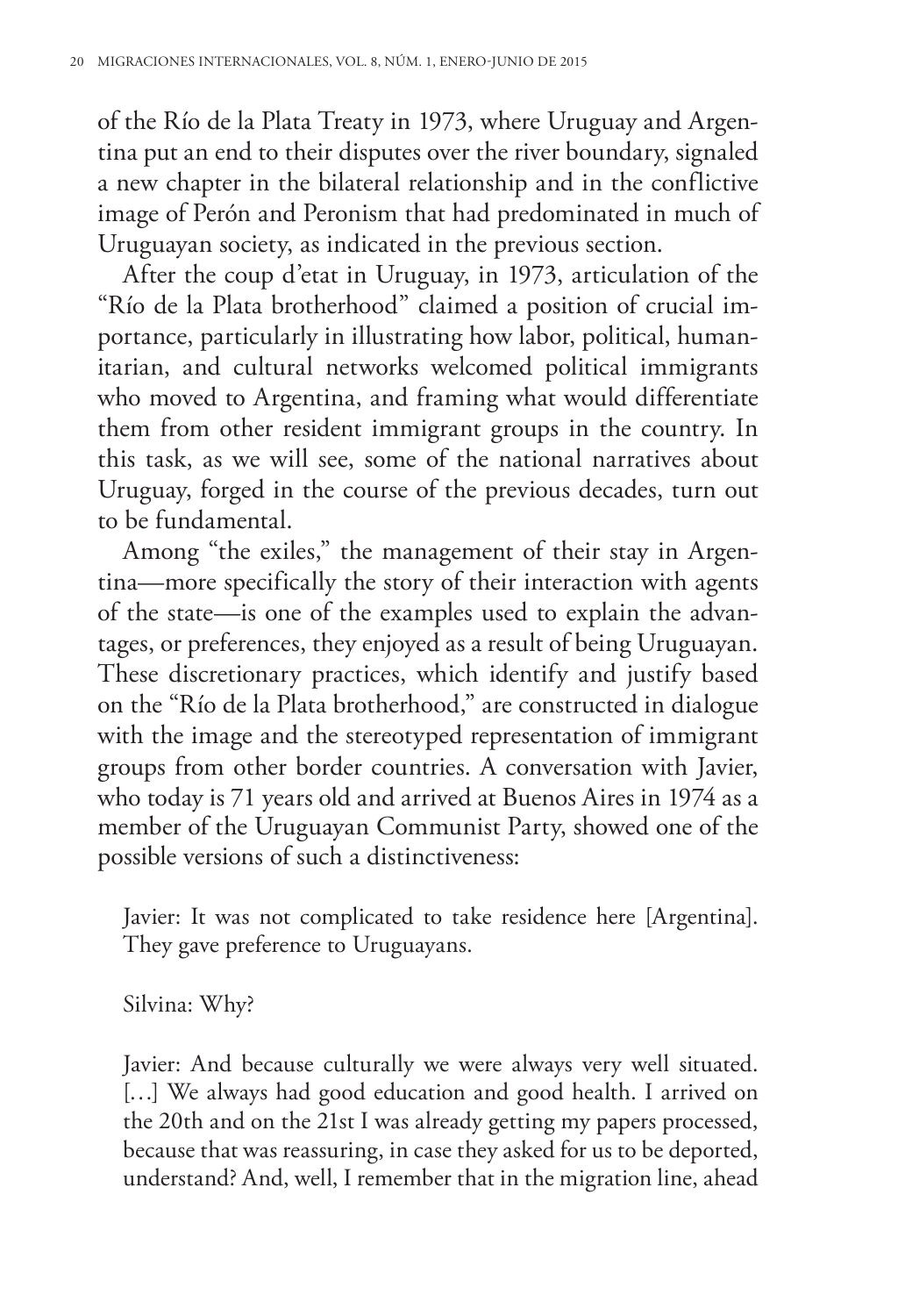of the Río de la Plata Treaty in 1973, where Uruguay and Argentina put an end to their disputes over the river boundary, signaled a new chapter in the bilateral relationship and in the conflictive image of Perón and Peronism that had predominated in much of Uruguayan society, as indicated in the previous section.

After the coup d'etat in Uruguay, in 1973, articulation of the "Río de la Plata brotherhood" claimed a position of crucial importance, particularly in illustrating how labor, political, humanitarian, and cultural networks welcomed political immigrants who moved to Argentina, and framing what would differentiate them from other resident immigrant groups in the country. In this task, as we will see, some of the national narratives about Uruguay, forged in the course of the previous decades, turn out to be fundamental.

Among "the exiles," the management of their stay in Argentina—more specifically the story of their interaction with agents of the state—is one of the examples used to explain the advantages, or preferences, they enjoyed as a result of being Uruguayan. These discretionary practices, which identify and justify based on the "Río de la Plata brotherhood," are constructed in dialogue with the image and the stereotyped representation of immigrant groups from other border countries. A conversation with Javier, who today is 71 years old and arrived at Buenos Aires in 1974 as a member of the Uruguayan Communist Party, showed one of the possible versions of such a distinctiveness:

> Javier: It was not complicated to take residence here [Argentina]. They gave preference to Uruguayans.
>
> Silvina: Why?
>
> Javier: And because culturally we were always very well situated. […] We always had good education and good health. I arrived on the 20th and on the 21st I was already getting my papers processed, because that was reassuring, in case they asked for us to be deported, understand? And, well, I remember that in the migration line, ahead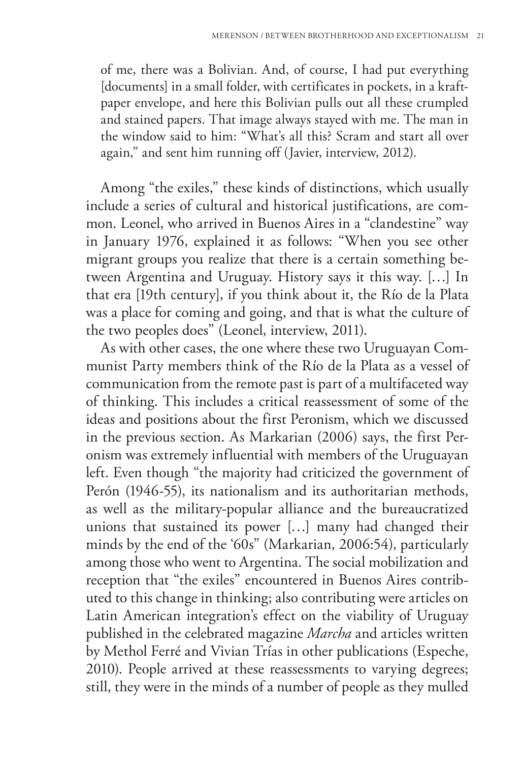of me, there was a Bolivian. And, of course, I had put everything [documents] in a small folder, with certificates in pockets, in a kraft-paper envelope, and here this Bolivian pulls out all these crumpled and stained papers. That image always stayed with me. The man in the window said to him: "What's all this? Scram and start all over again," and sent him running off (Javier, interview, 2012).

Among "the exiles," these kinds of distinctions, which usually include a series of cultural and historical justifications, are common. Leonel, who arrived in Buenos Aires in a "clandestine" way in January 1976, explained it as follows: "When you see other migrant groups you realize that there is a certain something between Argentina and Uruguay. History says it this way. […] In that era [19th century], if you think about it, the Río de la Plata was a place for coming and going, and that is what the culture of the two peoples does" (Leonel, interview, 2011).

As with other cases, the one where these two Uruguayan Communist Party members think of the Río de la Plata as a vessel of communication from the remote past is part of a multifaceted way of thinking. This includes a critical reassessment of some of the ideas and positions about the first Peronism, which we discussed in the previous section. As Markarian (2006) says, the first Peronism was extremely influential with members of the Uruguayan left. Even though "the majority had criticized the government of Perón (1946-55), its nationalism and its authoritarian methods, as well as the military-popular alliance and the bureaucratized unions that sustained its power […] many had changed their minds by the end of the '60s" (Markarian, 2006:54), particularly among those who went to Argentina. The social mobilization and reception that "the exiles" encountered in Buenos Aires contributed to this change in thinking; also contributing were articles on Latin American integration's effect on the viability of Uruguay published in the celebrated magazine *Marcha* and articles written by Methol Ferré and Vivian Trías in other publications (Espeche, 2010). People arrived at these reassessments to varying degrees; still, they were in the minds of a number of people as they mulled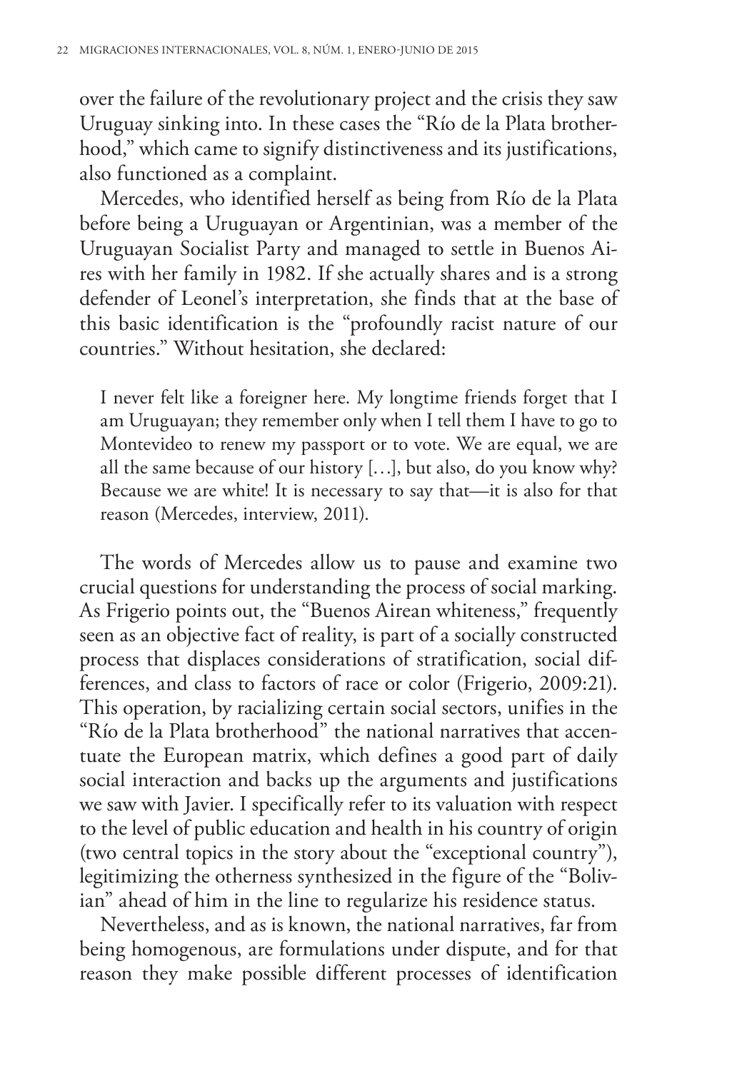over the failure of the revolutionary project and the crisis they saw Uruguay sinking into. In these cases the "Río de la Plata brotherhood," which came to signify distinctiveness and its justifications, also functioned as a complaint.

Mercedes, who identified herself as being from Río de la Plata before being a Uruguayan or Argentinian, was a member of the Uruguayan Socialist Party and managed to settle in Buenos Aires with her family in 1982. If she actually shares and is a strong defender of Leonel's interpretation, she finds that at the base of this basic identification is the "profoundly racist nature of our countries." Without hesitation, she declared:

> I never felt like a foreigner here. My longtime friends forget that I am Uruguayan; they remember only when I tell them I have to go to Montevideo to renew my passport or to vote. We are equal, we are all the same because of our history […], but also, do you know why? Because we are white! It is necessary to say that—it is also for that reason (Mercedes, interview, 2011).

The words of Mercedes allow us to pause and examine two crucial questions for understanding the process of social marking. As Frigerio points out, the "Buenos Airean whiteness," frequently seen as an objective fact of reality, is part of a socially constructed process that displaces considerations of stratification, social differences, and class to factors of race or color (Frigerio, 2009:21). This operation, by racializing certain social sectors, unifies in the "Río de la Plata brotherhood" the national narratives that accentuate the European matrix, which defines a good part of daily social interaction and backs up the arguments and justifications we saw with Javier. I specifically refer to its valuation with respect to the level of public education and health in his country of origin (two central topics in the story about the "exceptional country"), legitimizing the otherness synthesized in the figure of the "Bolivian" ahead of him in the line to regularize his residence status.

Nevertheless, and as is known, the national narratives, far from being homogenous, are formulations under dispute, and for that reason they make possible different processes of identification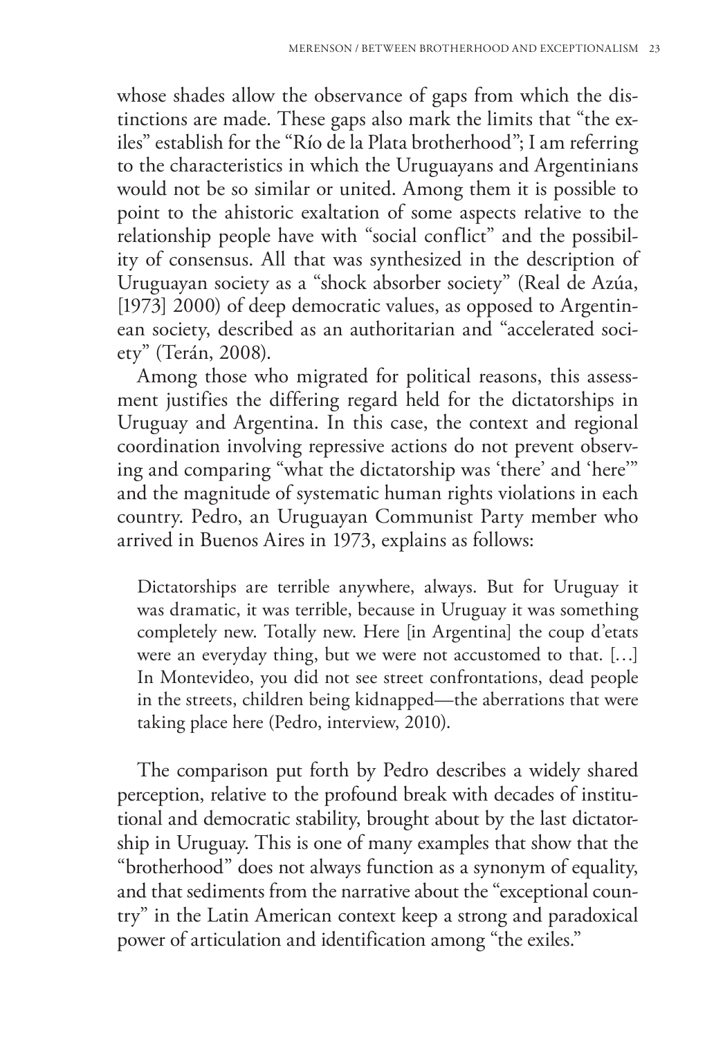whose shades allow the observance of gaps from which the distinctions are made. These gaps also mark the limits that "the exiles" establish for the "Río de la Plata brotherhood"; I am referring to the characteristics in which the Uruguayans and Argentinians would not be so similar or united. Among them it is possible to point to the ahistoric exaltation of some aspects relative to the relationship people have with "social conflict" and the possibility of consensus. All that was synthesized in the description of Uruguayan society as a "shock absorber society" (Real de Azúa, [1973] 2000) of deep democratic values, as opposed to Argentinean society, described as an authoritarian and "accelerated society" (Terán, 2008).

Among those who migrated for political reasons, this assessment justifies the differing regard held for the dictatorships in Uruguay and Argentina. In this case, the context and regional coordination involving repressive actions do not prevent observing and comparing "what the dictatorship was 'there' and 'here'" and the magnitude of systematic human rights violations in each country. Pedro, an Uruguayan Communist Party member who arrived in Buenos Aires in 1973, explains as follows:

> Dictatorships are terrible anywhere, always. But for Uruguay it was dramatic, it was terrible, because in Uruguay it was something completely new. Totally new. Here [in Argentina] the coup d'etats were an everyday thing, but we were not accustomed to that. […] In Montevideo, you did not see street confrontations, dead people in the streets, children being kidnapped—the aberrations that were taking place here (Pedro, interview, 2010).

The comparison put forth by Pedro describes a widely shared perception, relative to the profound break with decades of institutional and democratic stability, brought about by the last dictatorship in Uruguay. This is one of many examples that show that the "brotherhood" does not always function as a synonym of equality, and that sediments from the narrative about the "exceptional country" in the Latin American context keep a strong and paradoxical power of articulation and identification among "the exiles."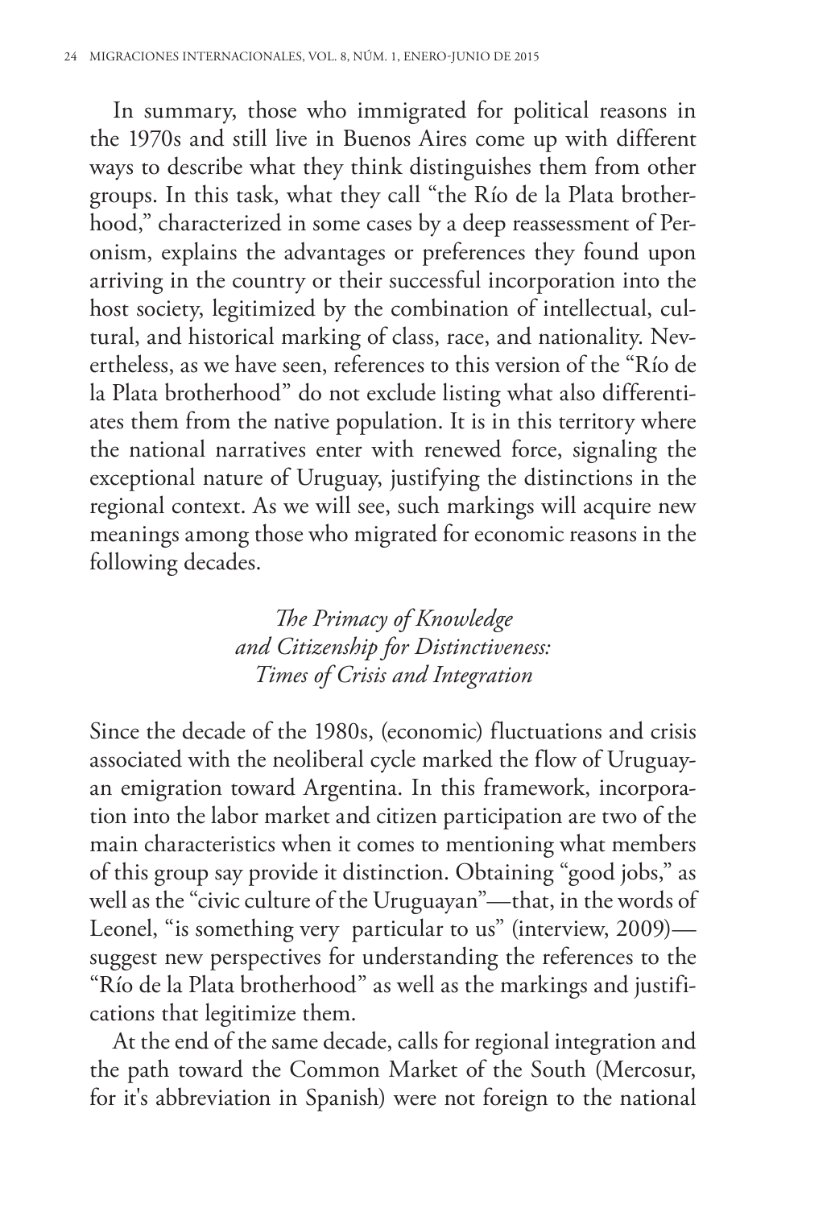In summary, those who immigrated for political reasons in the 1970s and still live in Buenos Aires come up with different ways to describe what they think distinguishes them from other groups. In this task, what they call "the Río de la Plata brotherhood," characterized in some cases by a deep reassessment of Peronism, explains the advantages or preferences they found upon arriving in the country or their successful incorporation into the host society, legitimized by the combination of intellectual, cultural, and historical marking of class, race, and nationality. Nevertheless, as we have seen, references to this version of the "Río de la Plata brotherhood" do not exclude listing what also differentiates them from the native population. It is in this territory where the national narratives enter with renewed force, signaling the exceptional nature of Uruguay, justifying the distinctions in the regional context. As we will see, such markings will acquire new meanings among those who migrated for economic reasons in the following decades.

### *The Primacy of Knowledge and Citizenship for Distinctiveness: Times of Crisis and Integration*

Since the decade of the 1980s, (economic) fluctuations and crisis associated with the neoliberal cycle marked the flow of Uruguayan emigration toward Argentina. In this framework, incorporation into the labor market and citizen participation are two of the main characteristics when it comes to mentioning what members of this group say provide it distinction. Obtaining "good jobs," as well as the "civic culture of the Uruguayan"—that, in the words of Leonel, "is something very particular to us" (interview, 2009)—suggest new perspectives for understanding the references to the "Río de la Plata brotherhood" as well as the markings and justifications that legitimize them.

At the end of the same decade, calls for regional integration and the path toward the Common Market of the South (Mercosur, for it's abbreviation in Spanish) were not foreign to the national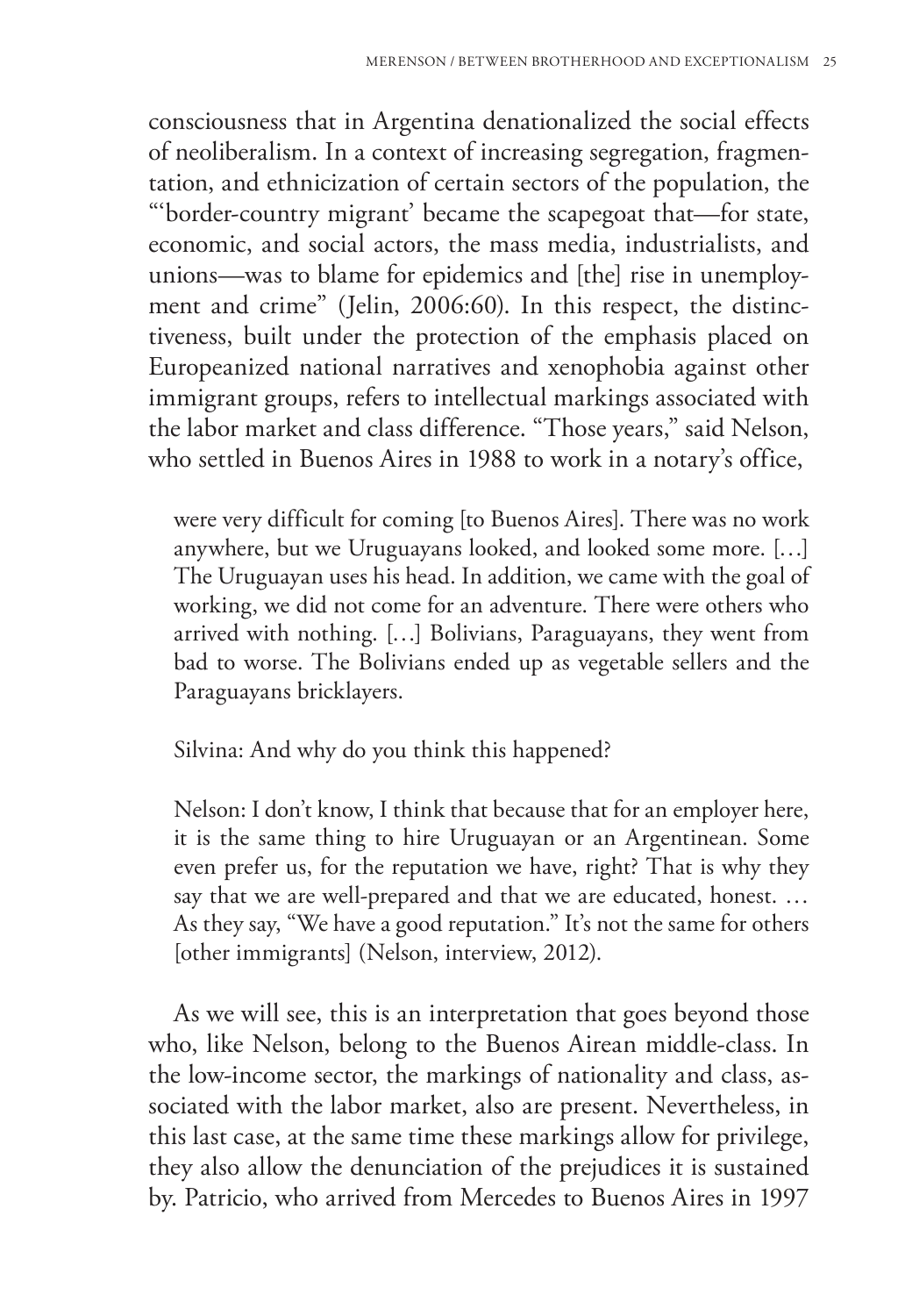consciousness that in Argentina denationalized the social effects of neoliberalism. In a context of increasing segregation, fragmentation, and ethnicization of certain sectors of the population, the "'border-country migrant' became the scapegoat that—for state, economic, and social actors, the mass media, industrialists, and unions—was to blame for epidemics and [the] rise in unemployment and crime" (Jelin, 2006:60). In this respect, the distinctiveness, built under the protection of the emphasis placed on Europeanized national narratives and xenophobia against other immigrant groups, refers to intellectual markings associated with the labor market and class difference. "Those years," said Nelson, who settled in Buenos Aires in 1988 to work in a notary's office,

> were very difficult for coming [to Buenos Aires]. There was no work anywhere, but we Uruguayans looked, and looked some more. [...] The Uruguayan uses his head. In addition, we came with the goal of working, we did not come for an adventure. There were others who arrived with nothing. [...] Bolivians, Paraguayans, they went from bad to worse. The Bolivians ended up as vegetable sellers and the Paraguayans bricklayers.
>
> Silvina: And why do you think this happened?
>
> Nelson: I don't know, I think that because that for an employer here, it is the same thing to hire Uruguayan or an Argentinean. Some even prefer us, for the reputation we have, right? That is why they say that we are well-prepared and that we are educated, honest. ... As they say, "We have a good reputation." It's not the same for others [other immigrants] (Nelson, interview, 2012).

As we will see, this is an interpretation that goes beyond those who, like Nelson, belong to the Buenos Airean middle-class. In the low-income sector, the markings of nationality and class, associated with the labor market, also are present. Nevertheless, in this last case, at the same time these markings allow for privilege, they also allow the denunciation of the prejudices it is sustained by. Patricio, who arrived from Mercedes to Buenos Aires in 1997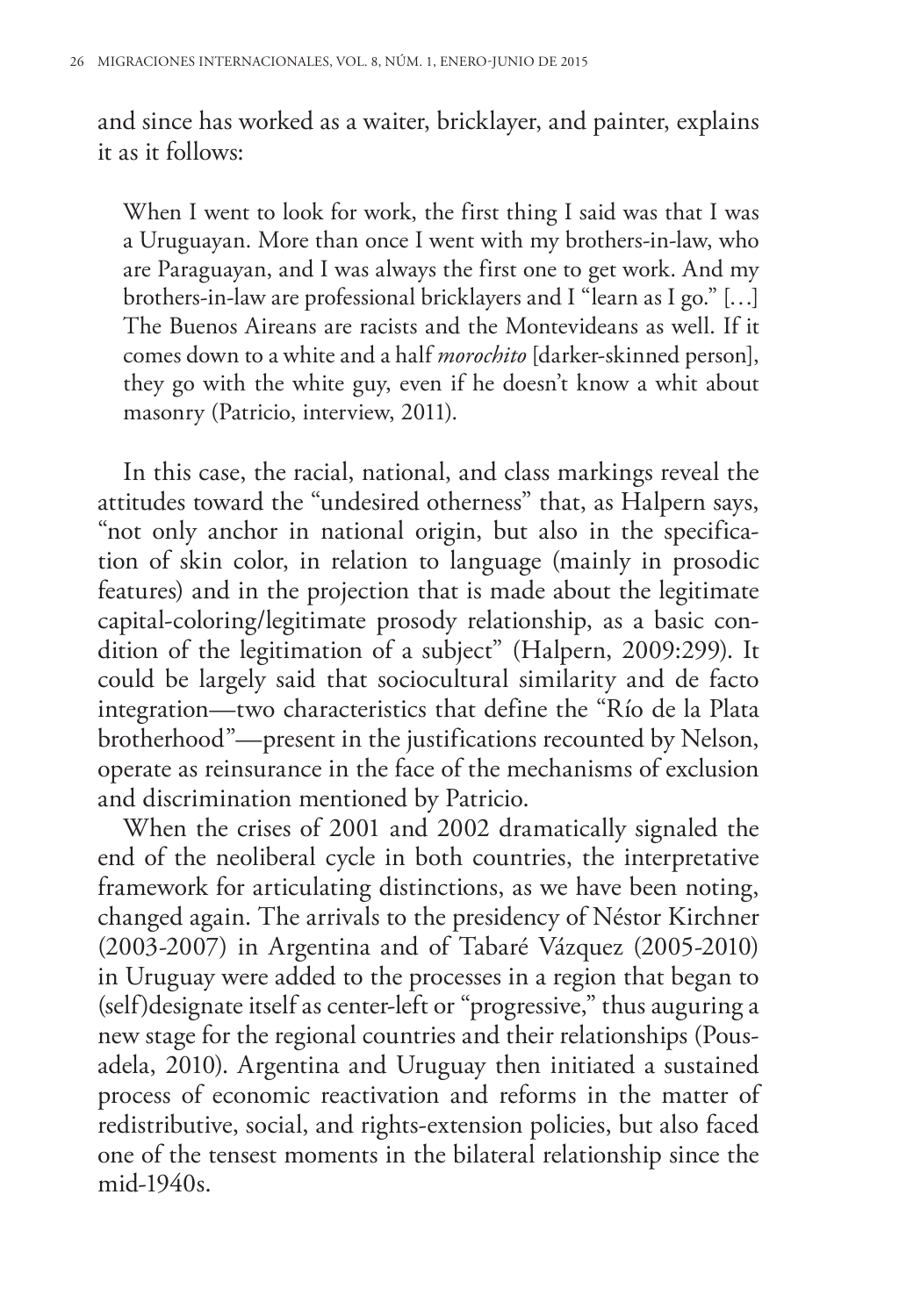and since has worked as a waiter, bricklayer, and painter, explains it as it follows:

> When I went to look for work, the first thing I said was that I was a Uruguayan. More than once I went with my brothers-in-law, who are Paraguayan, and I was always the first one to get work. And my brothers-in-law are professional bricklayers and I "learn as I go." […] The Buenos Aireans are racists and the Montevideans as well. If it comes down to a white and a half *morochito* [darker-skinned person], they go with the white guy, even if he doesn't know a whit about masonry (Patricio, interview, 2011).

In this case, the racial, national, and class markings reveal the attitudes toward the "undesired otherness" that, as Halpern says, "not only anchor in national origin, but also in the specification of skin color, in relation to language (mainly in prosodic features) and in the projection that is made about the legitimate capital-coloring/legitimate prosody relationship, as a basic condition of the legitimation of a subject" (Halpern, 2009:299). It could be largely said that sociocultural similarity and de facto integration—two characteristics that define the "Río de la Plata brotherhood"—present in the justifications recounted by Nelson, operate as reinsurance in the face of the mechanisms of exclusion and discrimination mentioned by Patricio.

When the crises of 2001 and 2002 dramatically signaled the end of the neoliberal cycle in both countries, the interpretative framework for articulating distinctions, as we have been noting, changed again. The arrivals to the presidency of Néstor Kirchner (2003-2007) in Argentina and of Tabaré Vázquez (2005-2010) in Uruguay were added to the processes in a region that began to (self)designate itself as center-left or "progressive," thus auguring a new stage for the regional countries and their relationships (Pousadela, 2010). Argentina and Uruguay then initiated a sustained process of economic reactivation and reforms in the matter of redistributive, social, and rights-extension policies, but also faced one of the tensest moments in the bilateral relationship since the mid-1940s.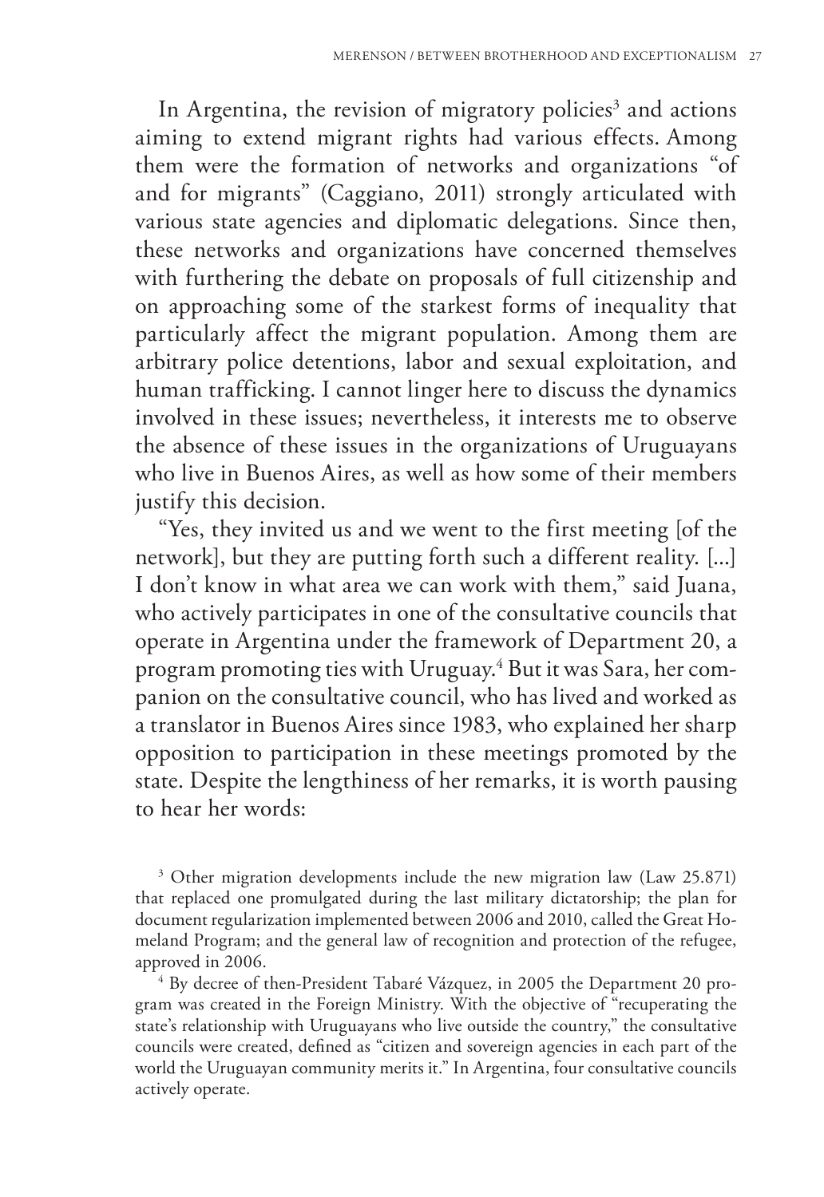In Argentina, the revision of migratory policies[3] and actions aiming to extend migrant rights had various effects. Among them were the formation of networks and organizations "of and for migrants" (Caggiano, 2011) strongly articulated with various state agencies and diplomatic delegations. Since then, these networks and organizations have concerned themselves with furthering the debate on proposals of full citizenship and on approaching some of the starkest forms of inequality that particularly affect the migrant population. Among them are arbitrary police detentions, labor and sexual exploitation, and human trafficking. I cannot linger here to discuss the dynamics involved in these issues; nevertheless, it interests me to observe the absence of these issues in the organizations of Uruguayans who live in Buenos Aires, as well as how some of their members justify this decision.

"Yes, they invited us and we went to the first meeting [of the network], but they are putting forth such a different reality. [...] I don't know in what area we can work with them," said Juana, who actively participates in one of the consultative councils that operate in Argentina under the framework of Department 20, a program promoting ties with Uruguay.[4] But it was Sara, her companion on the consultative council, who has lived and worked as a translator in Buenos Aires since 1983, who explained her sharp opposition to participation in these meetings promoted by the state. Despite the lengthiness of her remarks, it is worth pausing to hear her words:

[3] Other migration developments include the new migration law (Law 25.871) that replaced one promulgated during the last military dictatorship; the plan for document regularization implemented between 2006 and 2010, called the Great Homeland Program; and the general law of recognition and protection of the refugee, approved in 2006.

[4] By decree of then-President Tabaré Vázquez, in 2005 the Department 20 program was created in the Foreign Ministry. With the objective of "recuperating the state's relationship with Uruguayans who live outside the country," the consultative councils were created, defined as "citizen and sovereign agencies in each part of the world the Uruguayan community merits it." In Argentina, four consultative councils actively operate.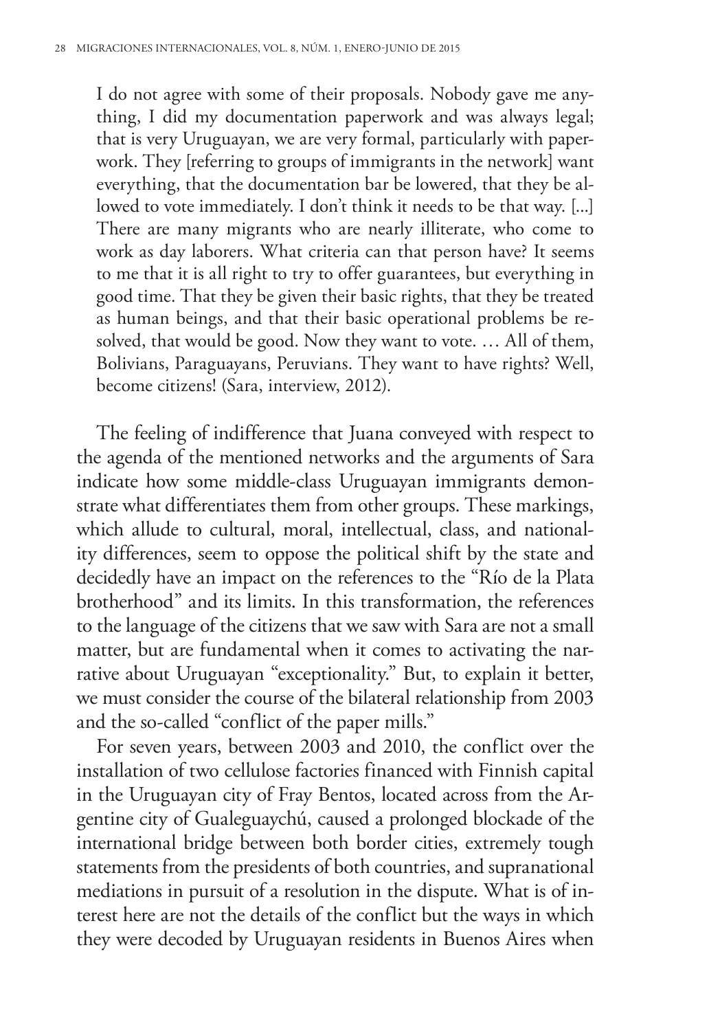> I do not agree with some of their proposals. Nobody gave me anything, I did my documentation paperwork and was always legal; that is very Uruguayan, we are very formal, particularly with paperwork. They [referring to groups of immigrants in the network] want everything, that the documentation bar be lowered, that they be allowed to vote immediately. I don't think it needs to be that way. [...] There are many migrants who are nearly illiterate, who come to work as day laborers. What criteria can that person have? It seems to me that it is all right to try to offer guarantees, but everything in good time. That they be given their basic rights, that they be treated as human beings, and that their basic operational problems be resolved, that would be good. Now they want to vote. … All of them, Bolivians, Paraguayans, Peruvians. They want to have rights? Well, become citizens! (Sara, interview, 2012).

The feeling of indifference that Juana conveyed with respect to the agenda of the mentioned networks and the arguments of Sara indicate how some middle-class Uruguayan immigrants demonstrate what differentiates them from other groups. These markings, which allude to cultural, moral, intellectual, class, and nationality differences, seem to oppose the political shift by the state and decidedly have an impact on the references to the "Río de la Plata brotherhood" and its limits. In this transformation, the references to the language of the citizens that we saw with Sara are not a small matter, but are fundamental when it comes to activating the narrative about Uruguayan "exceptionality." But, to explain it better, we must consider the course of the bilateral relationship from 2003 and the so-called "conflict of the paper mills."

For seven years, between 2003 and 2010, the conflict over the installation of two cellulose factories financed with Finnish capital in the Uruguayan city of Fray Bentos, located across from the Argentine city of Gualeguaychú, caused a prolonged blockade of the international bridge between both border cities, extremely tough statements from the presidents of both countries, and supranational mediations in pursuit of a resolution in the dispute. What is of interest here are not the details of the conflict but the ways in which they were decoded by Uruguayan residents in Buenos Aires when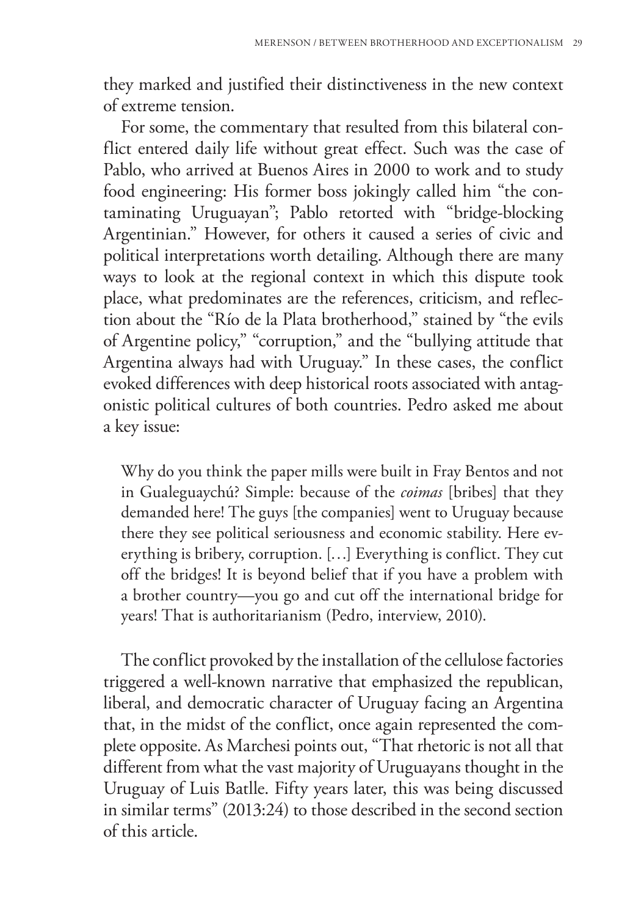they marked and justified their distinctiveness in the new context of extreme tension.

For some, the commentary that resulted from this bilateral conflict entered daily life without great effect. Such was the case of Pablo, who arrived at Buenos Aires in 2000 to work and to study food engineering: His former boss jokingly called him "the contaminating Uruguayan"; Pablo retorted with "bridge-blocking Argentinian." However, for others it caused a series of civic and political interpretations worth detailing. Although there are many ways to look at the regional context in which this dispute took place, what predominates are the references, criticism, and reflection about the "Río de la Plata brotherhood," stained by "the evils of Argentine policy," "corruption," and the "bullying attitude that Argentina always had with Uruguay." In these cases, the conflict evoked differences with deep historical roots associated with antagonistic political cultures of both countries. Pedro asked me about a key issue:

> Why do you think the paper mills were built in Fray Bentos and not in Gualeguaychú? Simple: because of the *coimas* [bribes] that they demanded here! The guys [the companies] went to Uruguay because there they see political seriousness and economic stability. Here everything is bribery, corruption. [...] Everything is conflict. They cut off the bridges! It is beyond belief that if you have a problem with a brother country—you go and cut off the international bridge for years! That is authoritarianism (Pedro, interview, 2010).

The conflict provoked by the installation of the cellulose factories triggered a well-known narrative that emphasized the republican, liberal, and democratic character of Uruguay facing an Argentina that, in the midst of the conflict, once again represented the complete opposite. As Marchesi points out, "That rhetoric is not all that different from what the vast majority of Uruguayans thought in the Uruguay of Luis Batlle. Fifty years later, this was being discussed in similar terms" (2013:24) to those described in the second section of this article.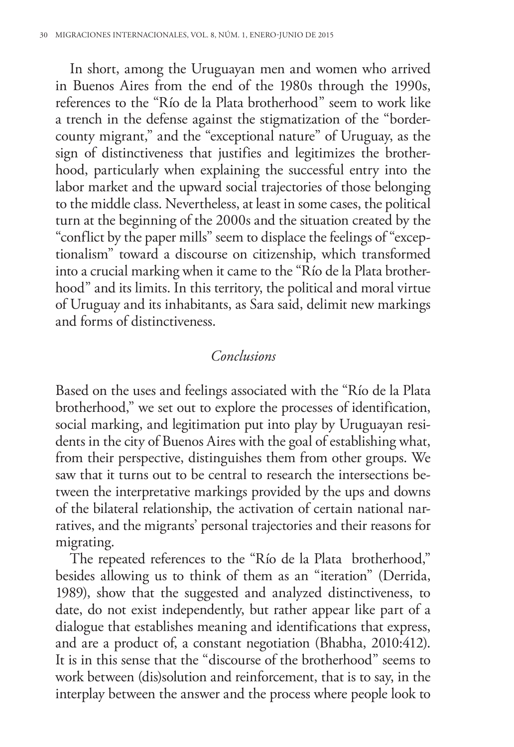In short, among the Uruguayan men and women who arrived in Buenos Aires from the end of the 1980s through the 1990s, references to the "Río de la Plata brotherhood" seem to work like a trench in the defense against the stigmatization of the "border-county migrant," and the "exceptional nature" of Uruguay, as the sign of distinctiveness that justifies and legitimizes the brotherhood, particularly when explaining the successful entry into the labor market and the upward social trajectories of those belonging to the middle class. Nevertheless, at least in some cases, the political turn at the beginning of the 2000s and the situation created by the "conflict by the paper mills" seem to displace the feelings of "exceptionalism" toward a discourse on citizenship, which transformed into a crucial marking when it came to the "Río de la Plata brotherhood" and its limits. In this territory, the political and moral virtue of Uruguay and its inhabitants, as Sara said, delimit new markings and forms of distinctiveness.

## *Conclusions*

Based on the uses and feelings associated with the "Río de la Plata brotherhood," we set out to explore the processes of identification, social marking, and legitimation put into play by Uruguayan residents in the city of Buenos Aires with the goal of establishing what, from their perspective, distinguishes them from other groups. We saw that it turns out to be central to research the intersections between the interpretative markings provided by the ups and downs of the bilateral relationship, the activation of certain national narratives, and the migrants' personal trajectories and their reasons for migrating.

The repeated references to the "Río de la Plata brotherhood," besides allowing us to think of them as an "iteration" (Derrida, 1989), show that the suggested and analyzed distinctiveness, to date, do not exist independently, but rather appear like part of a dialogue that establishes meaning and identifications that express, and are a product of, a constant negotiation (Bhabha, 2010:412). It is in this sense that the "discourse of the brotherhood" seems to work between (dis)solution and reinforcement, that is to say, in the interplay between the answer and the process where people look to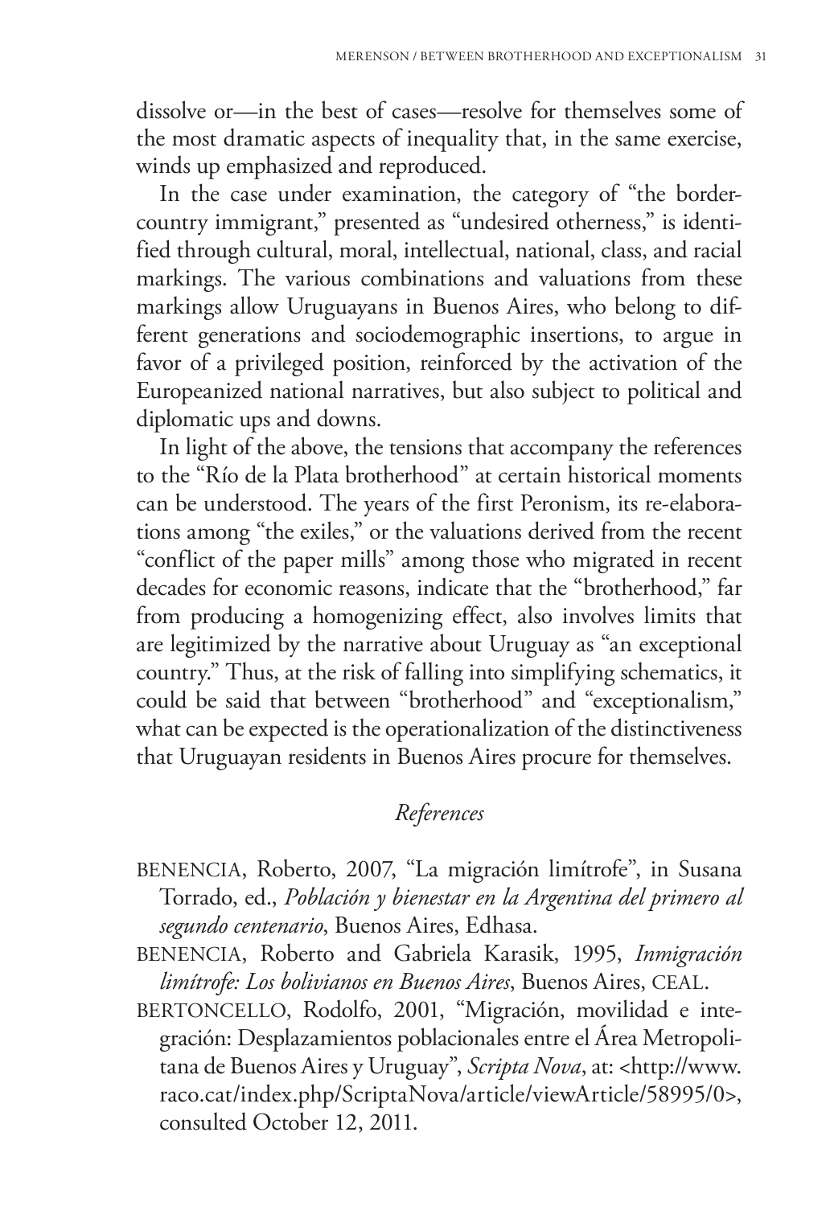dissolve or—in the best of cases—resolve for themselves some of the most dramatic aspects of inequality that, in the same exercise, winds up emphasized and reproduced.

In the case under examination, the category of "the border-country immigrant," presented as "undesired otherness," is identified through cultural, moral, intellectual, national, class, and racial markings. The various combinations and valuations from these markings allow Uruguayans in Buenos Aires, who belong to different generations and sociodemographic insertions, to argue in favor of a privileged position, reinforced by the activation of the Europeanized national narratives, but also subject to political and diplomatic ups and downs.

In light of the above, the tensions that accompany the references to the "Río de la Plata brotherhood" at certain historical moments can be understood. The years of the first Peronism, its re-elaborations among "the exiles," or the valuations derived from the recent "conflict of the paper mills" among those who migrated in recent decades for economic reasons, indicate that the "brotherhood," far from producing a homogenizing effect, also involves limits that are legitimized by the narrative about Uruguay as "an exceptional country." Thus, at the risk of falling into simplifying schematics, it could be said that between "brotherhood" and "exceptionalism," what can be expected is the operationalization of the distinctiveness that Uruguayan residents in Buenos Aires procure for themselves.

## *References*

BENENCIA, Roberto, 2007, "La migración limítrofe", in Susana Torrado, ed., *Población y bienestar en la Argentina del primero al segundo centenario*, Buenos Aires, Edhasa.

BENENCIA, Roberto and Gabriela Karasik, 1995, *Inmigración limítrofe: Los bolivianos en Buenos Aires*, Buenos Aires, CEAL.

BERTONCELLO, Rodolfo, 2001, "Migración, movilidad e integración: Desplazamientos poblacionales entre el Área Metropolitana de Buenos Aires y Uruguay", *Scripta Nova*, at: <http://www.raco.cat/index.php/ScriptaNova/article/viewArticle/58995/0>, consulted October 12, 2011.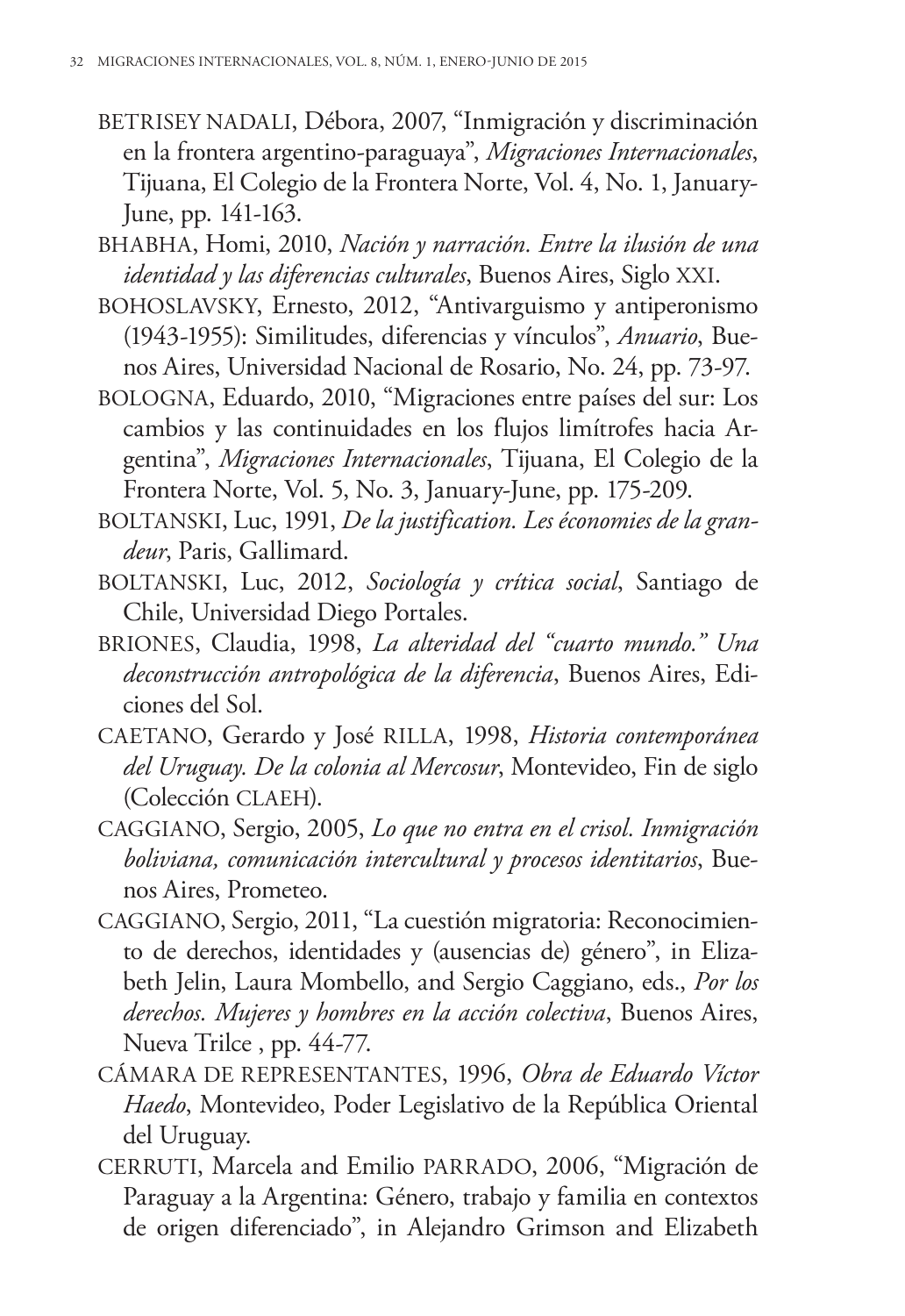BETRISEY NADALI, Débora, 2007, "Inmigración y discriminación en la frontera argentino-paraguaya", *Migraciones Internacionales*, Tijuana, El Colegio de la Frontera Norte, Vol. 4, No. 1, January-June, pp. 141-163.

BHABHA, Homi, 2010, *Nación y narración. Entre la ilusión de una identidad y las diferencias culturales*, Buenos Aires, Siglo XXI.

BOHOSLAVSKY, Ernesto, 2012, "Antivarguismo y antiperonismo (1943-1955): Similitudes, diferencias y vínculos", *Anuario*, Buenos Aires, Universidad Nacional de Rosario, No. 24, pp. 73-97.

BOLOGNA, Eduardo, 2010, "Migraciones entre países del sur: Los cambios y las continuidades en los flujos limítrofes hacia Argentina", *Migraciones Internacionales*, Tijuana, El Colegio de la Frontera Norte, Vol. 5, No. 3, January-June, pp. 175-209.

BOLTANSKI, Luc, 1991, *De la justification. Les économies de la grandeur*, Paris, Gallimard.

BOLTANSKI, Luc, 2012, *Sociología y crítica social*, Santiago de Chile, Universidad Diego Portales.

BRIONES, Claudia, 1998, *La alteridad del "cuarto mundo." Una deconstrucción antropológica de la diferencia*, Buenos Aires, Ediciones del Sol.

CAETANO, Gerardo y José RILLA, 1998, *Historia contemporánea del Uruguay. De la colonia al Mercosur*, Montevideo, Fin de siglo (Colección CLAEH).

CAGGIANO, Sergio, 2005, *Lo que no entra en el crisol. Inmigración boliviana, comunicación intercultural y procesos identitarios*, Buenos Aires, Prometeo.

CAGGIANO, Sergio, 2011, "La cuestión migratoria: Reconocimiento de derechos, identidades y (ausencias de) género", in Elizabeth Jelin, Laura Mombello, and Sergio Caggiano, eds., *Por los derechos. Mujeres y hombres en la acción colectiva*, Buenos Aires, Nueva Trilce , pp. 44-77.

CÁMARA DE REPRESENTANTES, 1996, *Obra de Eduardo Víctor Haedo*, Montevideo, Poder Legislativo de la República Oriental del Uruguay.

CERRUTI, Marcela and Emilio PARRADO, 2006, "Migración de Paraguay a la Argentina: Género, trabajo y familia en contextos de origen diferenciado", in Alejandro Grimson and Elizabeth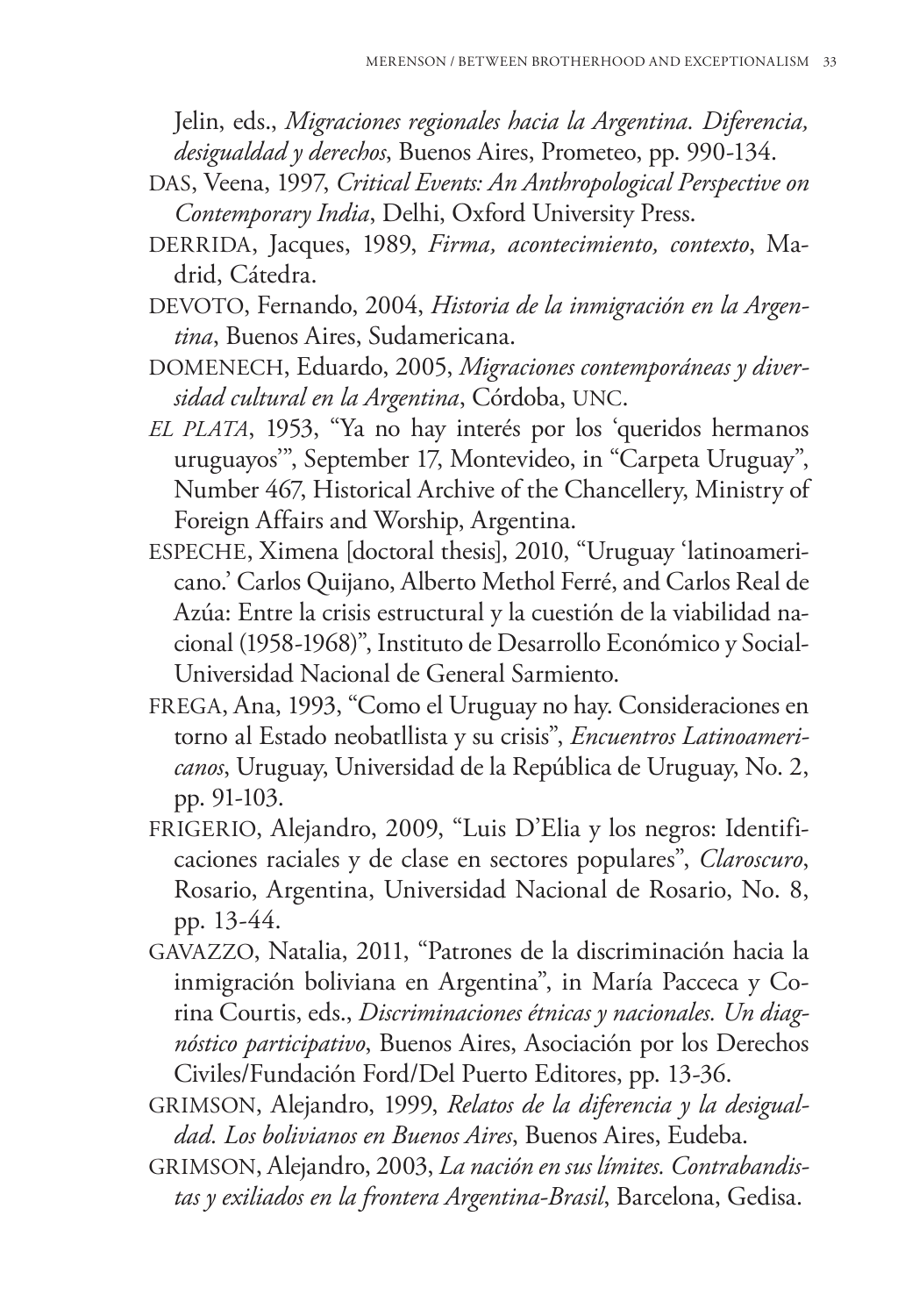Jelin, eds., *Migraciones regionales hacia la Argentina. Diferencia, desigualdad y derechos*, Buenos Aires, Prometeo, pp. 990-134.

DAS, Veena, 1997, *Critical Events: An Anthropological Perspective on Contemporary India*, Delhi, Oxford University Press.

DERRIDA, Jacques, 1989, *Firma, acontecimiento, contexto*, Madrid, Cátedra.

DEVOTO, Fernando, 2004, *Historia de la inmigración en la Argentina*, Buenos Aires, Sudamericana.

DOMENECH, Eduardo, 2005, *Migraciones contemporáneas y diversidad cultural en la Argentina*, Córdoba, UNC.

*EL PLATA*, 1953, "Ya no hay interés por los 'queridos hermanos uruguayos'", September 17, Montevideo, in "Carpeta Uruguay", Number 467, Historical Archive of the Chancellery, Ministry of Foreign Affairs and Worship, Argentina.

ESPECHE, Ximena [doctoral thesis], 2010, "Uruguay 'latinoamericano.' Carlos Quijano, Alberto Methol Ferré, and Carlos Real de Azúa: Entre la crisis estructural y la cuestión de la viabilidad nacional (1958-1968)", Instituto de Desarrollo Económico y Social-Universidad Nacional de General Sarmiento.

FREGA, Ana, 1993, "Como el Uruguay no hay. Consideraciones en torno al Estado neobatllista y su crisis", *Encuentros Latinoamericanos*, Uruguay, Universidad de la República de Uruguay, No. 2, pp. 91-103.

FRIGERIO, Alejandro, 2009, "Luis D'Elia y los negros: Identificaciones raciales y de clase en sectores populares", *Claroscuro*, Rosario, Argentina, Universidad Nacional de Rosario, No. 8, pp. 13-44.

GAVAZZO, Natalia, 2011, "Patrones de la discriminación hacia la inmigración boliviana en Argentina", in María Pacceca y Corina Courtis, eds., *Discriminaciones étnicas y nacionales. Un diagnóstico participativo*, Buenos Aires, Asociación por los Derechos Civiles/Fundación Ford/Del Puerto Editores, pp. 13-36.

GRIMSON, Alejandro, 1999, *Relatos de la diferencia y la desigualdad. Los bolivianos en Buenos Aires*, Buenos Aires, Eudeba.

GRIMSON, Alejandro, 2003, *La nación en sus límites. Contrabandistas y exiliados en la frontera Argentina-Brasil*, Barcelona, Gedisa.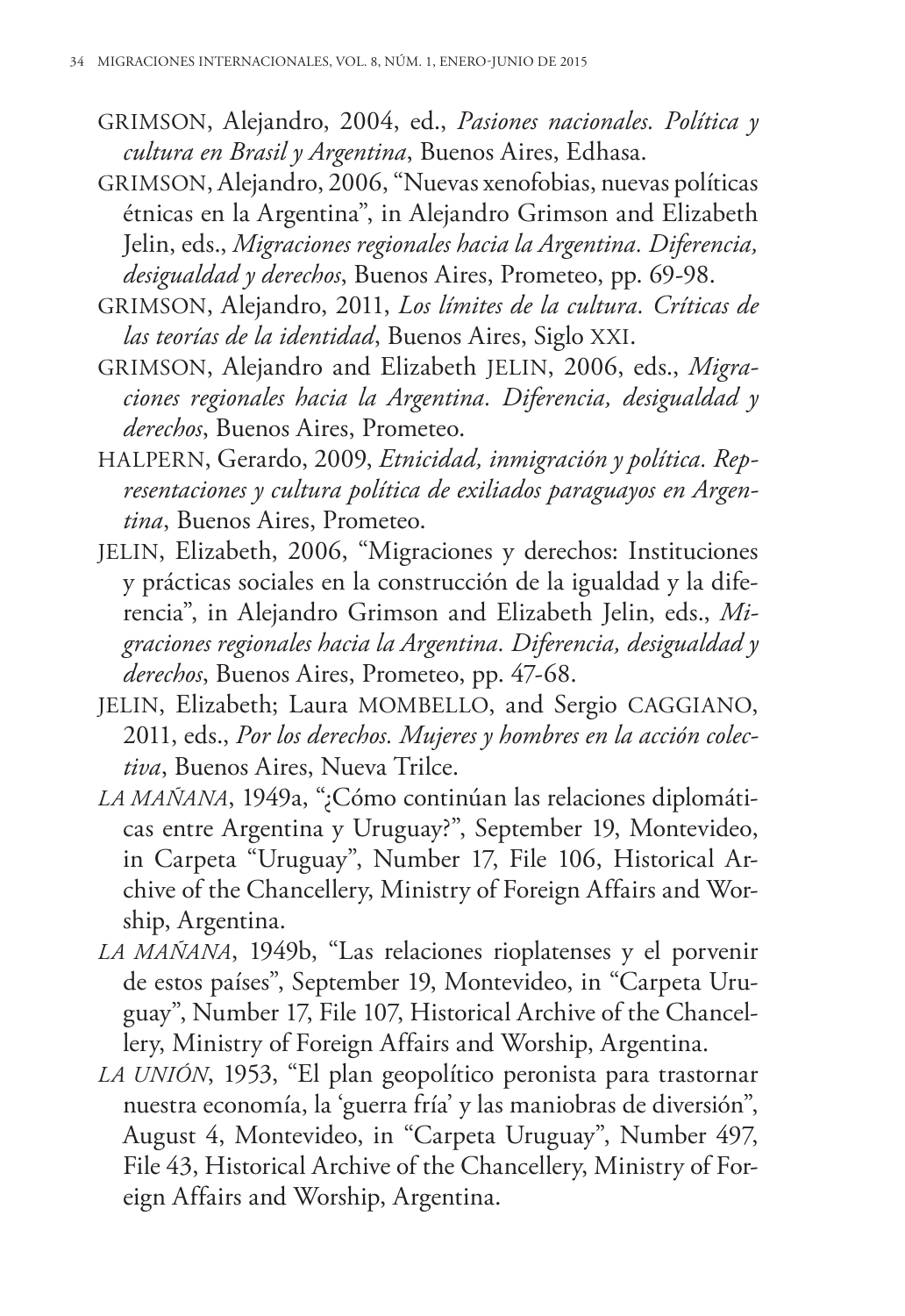GRIMSON, Alejandro, 2004, ed., *Pasiones nacionales. Política y cultura en Brasil y Argentina*, Buenos Aires, Edhasa.

GRIMSON, Alejandro, 2006, "Nuevas xenofobias, nuevas políticas étnicas en la Argentina", in Alejandro Grimson and Elizabeth Jelin, eds., *Migraciones regionales hacia la Argentina. Diferencia, desigualdad y derechos*, Buenos Aires, Prometeo, pp. 69-98.

GRIMSON, Alejandro, 2011, *Los límites de la cultura. Críticas de las teorías de la identidad*, Buenos Aires, Siglo XXI.

GRIMSON, Alejandro and Elizabeth JELIN, 2006, eds., *Migraciones regionales hacia la Argentina. Diferencia, desigualdad y derechos*, Buenos Aires, Prometeo.

HALPERN, Gerardo, 2009, *Etnicidad, inmigración y política. Representaciones y cultura política de exiliados paraguayos en Argentina*, Buenos Aires, Prometeo.

JELIN, Elizabeth, 2006, "Migraciones y derechos: Instituciones y prácticas sociales en la construcción de la igualdad y la diferencia", in Alejandro Grimson and Elizabeth Jelin, eds., *Migraciones regionales hacia la Argentina. Diferencia, desigualdad y derechos*, Buenos Aires, Prometeo, pp. 47-68.

JELIN, Elizabeth; Laura MOMBELLO, and Sergio CAGGIANO, 2011, eds., *Por los derechos. Mujeres y hombres en la acción colectiva*, Buenos Aires, Nueva Trilce.

*LA MAÑANA*, 1949a, "¿Cómo continúan las relaciones diplomáticas entre Argentina y Uruguay?", September 19, Montevideo, in Carpeta "Uruguay", Number 17, File 106, Historical Archive of the Chancellery, Ministry of Foreign Affairs and Worship, Argentina.

*LA MAÑANA*, 1949b, "Las relaciones rioplatenses y el porvenir de estos países", September 19, Montevideo, in "Carpeta Uruguay", Number 17, File 107, Historical Archive of the Chancellery, Ministry of Foreign Affairs and Worship, Argentina.

*LA UNIÓN*, 1953, "El plan geopolítico peronista para trastornar nuestra economía, la 'guerra fría' y las maniobras de diversión", August 4, Montevideo, in "Carpeta Uruguay", Number 497, File 43, Historical Archive of the Chancellery, Ministry of Foreign Affairs and Worship, Argentina.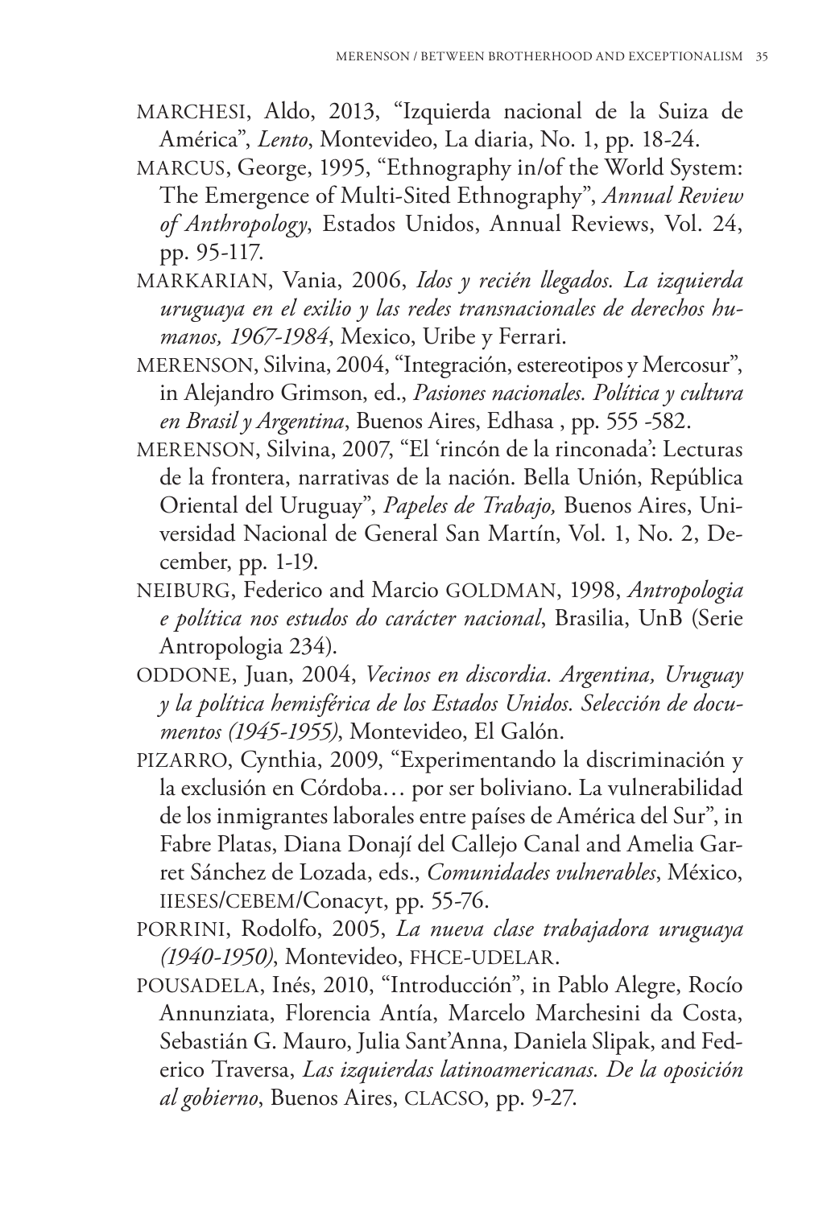MARCHESI, Aldo, 2013, "Izquierda nacional de la Suiza de América", *Lento*, Montevideo, La diaria, No. 1, pp. 18-24.

MARCUS, George, 1995, "Ethnography in/of the World System: The Emergence of Multi-Sited Ethnography", *Annual Review of Anthropology*, Estados Unidos, Annual Reviews, Vol. 24, pp. 95-117.

MARKARIAN, Vania, 2006, *Idos y recién llegados. La izquierda uruguaya en el exilio y las redes transnacionales de derechos humanos, 1967-1984*, Mexico, Uribe y Ferrari.

MERENSON, Silvina, 2004, "Integración, estereotipos y Mercosur", in Alejandro Grimson, ed., *Pasiones nacionales. Política y cultura en Brasil y Argentina*, Buenos Aires, Edhasa , pp. 555 -582.

MERENSON, Silvina, 2007, "El 'rincón de la rinconada': Lecturas de la frontera, narrativas de la nación. Bella Unión, República Oriental del Uruguay", *Papeles de Trabajo,* Buenos Aires, Universidad Nacional de General San Martín, Vol. 1, No. 2, December, pp. 1-19.

NEIBURG, Federico and Marcio GOLDMAN, 1998, *Antropologia e política nos estudos do carácter nacional*, Brasilia, UnB (Serie Antropologia 234).

ODDONE, Juan, 2004, *Vecinos en discordia. Argentina, Uruguay y la política hemisférica de los Estados Unidos. Selección de documentos (1945-1955)*, Montevideo, El Galón.

PIZARRO, Cynthia, 2009, "Experimentando la discriminación y la exclusión en Córdoba… por ser boliviano. La vulnerabilidad de los inmigrantes laborales entre países de América del Sur", in Fabre Platas, Diana Donají del Callejo Canal and Amelia Garret Sánchez de Lozada, eds., *Comunidades vulnerables*, México, IIESES/CEBEM/Conacyt, pp. 55-76.

PORRINI, Rodolfo, 2005, *La nueva clase trabajadora uruguaya (1940-1950)*, Montevideo, FHCE-UDELAR.

POUSADELA, Inés, 2010, "Introducción", in Pablo Alegre, Rocío Annunziata, Florencia Antía, Marcelo Marchesini da Costa, Sebastián G. Mauro, Julia Sant'Anna, Daniela Slipak, and Federico Traversa, *Las izquierdas latinoamericanas. De la oposición al gobierno*, Buenos Aires, CLACSO, pp. 9-27.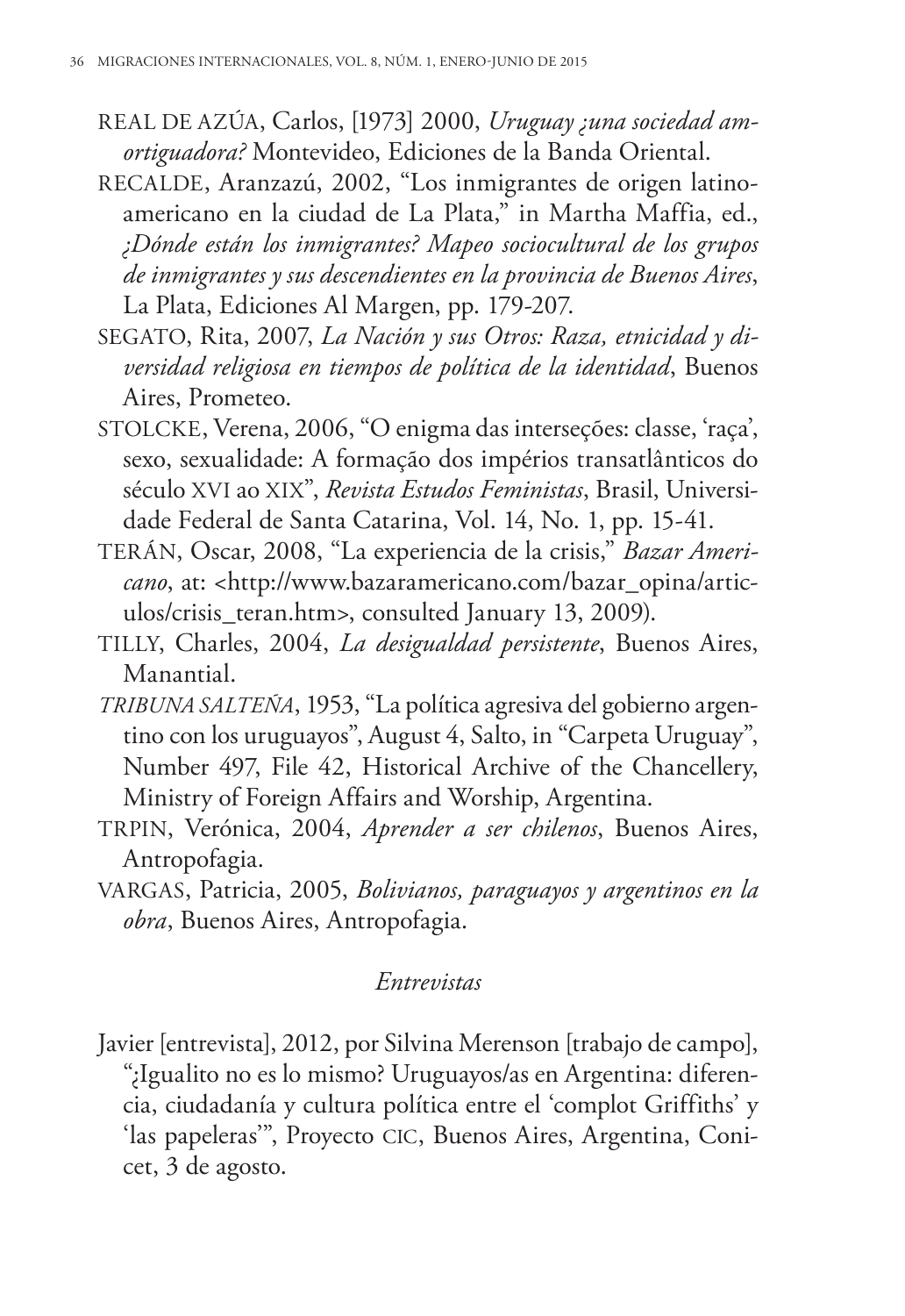REAL DE AZÚA, Carlos, [1973] 2000, *Uruguay ¿una sociedad amortiguadora?* Montevideo, Ediciones de la Banda Oriental.

RECALDE, Aranzazú, 2002, "Los inmigrantes de origen latinoamericano en la ciudad de La Plata," in Martha Maffia, ed., *¿Dónde están los inmigrantes? Mapeo sociocultural de los grupos de inmigrantes y sus descendientes en la provincia de Buenos Aires*, La Plata, Ediciones Al Margen, pp. 179-207.

SEGATO, Rita, 2007, *La Nación y sus Otros: Raza, etnicidad y diversidad religiosa en tiempos de política de la identidad*, Buenos Aires, Prometeo.

STOLCKE, Verena, 2006, "O enigma das interseções: classe, 'raça', sexo, sexualidade: A formação dos impérios transatlânticos do século XVI ao XIX", *Revista Estudos Feministas*, Brasil, Universidade Federal de Santa Catarina, Vol. 14, No. 1, pp. 15-41.

TERÁN, Oscar, 2008, "La experiencia de la crisis," *Bazar Americano*, at: <http://www.bazaramericano.com/bazar_opina/articulos/crisis_teran.htm>, consulted January 13, 2009).

TILLY, Charles, 2004, *La desigualdad persistente*, Buenos Aires, Manantial.

*TRIBUNA SALTEÑA*, 1953, "La política agresiva del gobierno argentino con los uruguayos", August 4, Salto, in "Carpeta Uruguay", Number 497, File 42, Historical Archive of the Chancellery, Ministry of Foreign Affairs and Worship, Argentina.

TRPIN, Verónica, 2004, *Aprender a ser chilenos*, Buenos Aires, Antropofagia.

VARGAS, Patricia, 2005, *Bolivianos, paraguayos y argentinos en la obra*, Buenos Aires, Antropofagia.

## *Entrevistas*

Javier [entrevista], 2012, por Silvina Merenson [trabajo de campo], "¿Igualito no es lo mismo? Uruguayos/as en Argentina: diferencia, ciudadanía y cultura política entre el 'complot Griffiths' y 'las papeleras'", Proyecto CIC, Buenos Aires, Argentina, Conicet, 3 de agosto.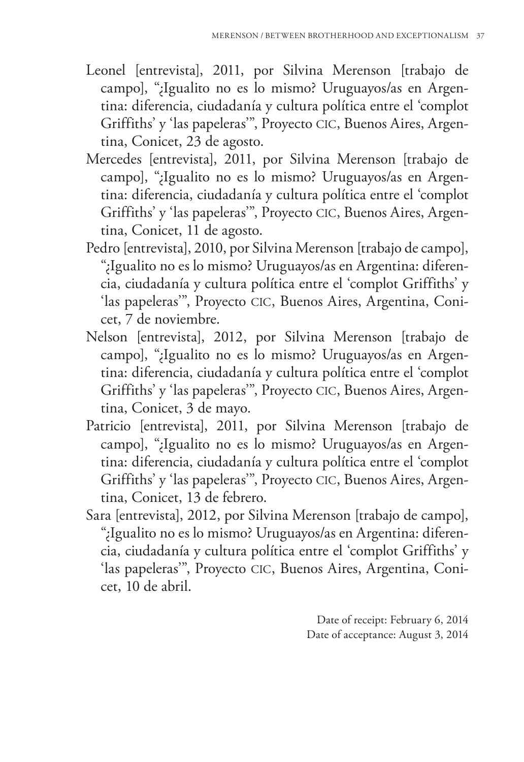Leonel [entrevista], 2011, por Silvina Merenson [trabajo de campo], "¿Igualito no es lo mismo? Uruguayos/as en Argentina: diferencia, ciudadanía y cultura política entre el 'complot Griffiths' y 'las papeleras'", Proyecto CIC, Buenos Aires, Argentina, Conicet, 23 de agosto.

Mercedes [entrevista], 2011, por Silvina Merenson [trabajo de campo], "¿Igualito no es lo mismo? Uruguayos/as en Argentina: diferencia, ciudadanía y cultura política entre el 'complot Griffiths' y 'las papeleras'", Proyecto CIC, Buenos Aires, Argentina, Conicet, 11 de agosto.

Pedro [entrevista], 2010, por Silvina Merenson [trabajo de campo], "¿Igualito no es lo mismo? Uruguayos/as en Argentina: diferencia, ciudadanía y cultura política entre el 'complot Griffiths' y 'las papeleras'", Proyecto CIC, Buenos Aires, Argentina, Conicet, 7 de noviembre.

Nelson [entrevista], 2012, por Silvina Merenson [trabajo de campo], "¿Igualito no es lo mismo? Uruguayos/as en Argentina: diferencia, ciudadanía y cultura política entre el 'complot Griffiths' y 'las papeleras'", Proyecto CIC, Buenos Aires, Argentina, Conicet, 3 de mayo.

Patricio [entrevista], 2011, por Silvina Merenson [trabajo de campo], "¿Igualito no es lo mismo? Uruguayos/as en Argentina: diferencia, ciudadanía y cultura política entre el 'complot Griffiths' y 'las papeleras'", Proyecto CIC, Buenos Aires, Argentina, Conicet, 13 de febrero.

Sara [entrevista], 2012, por Silvina Merenson [trabajo de campo], "¿Igualito no es lo mismo? Uruguayos/as en Argentina: diferencia, ciudadanía y cultura política entre el 'complot Griffiths' y 'las papeleras'", Proyecto CIC, Buenos Aires, Argentina, Conicet, 10 de abril.

Date of receipt: February 6, 2014
Date of acceptance: August 3, 2014